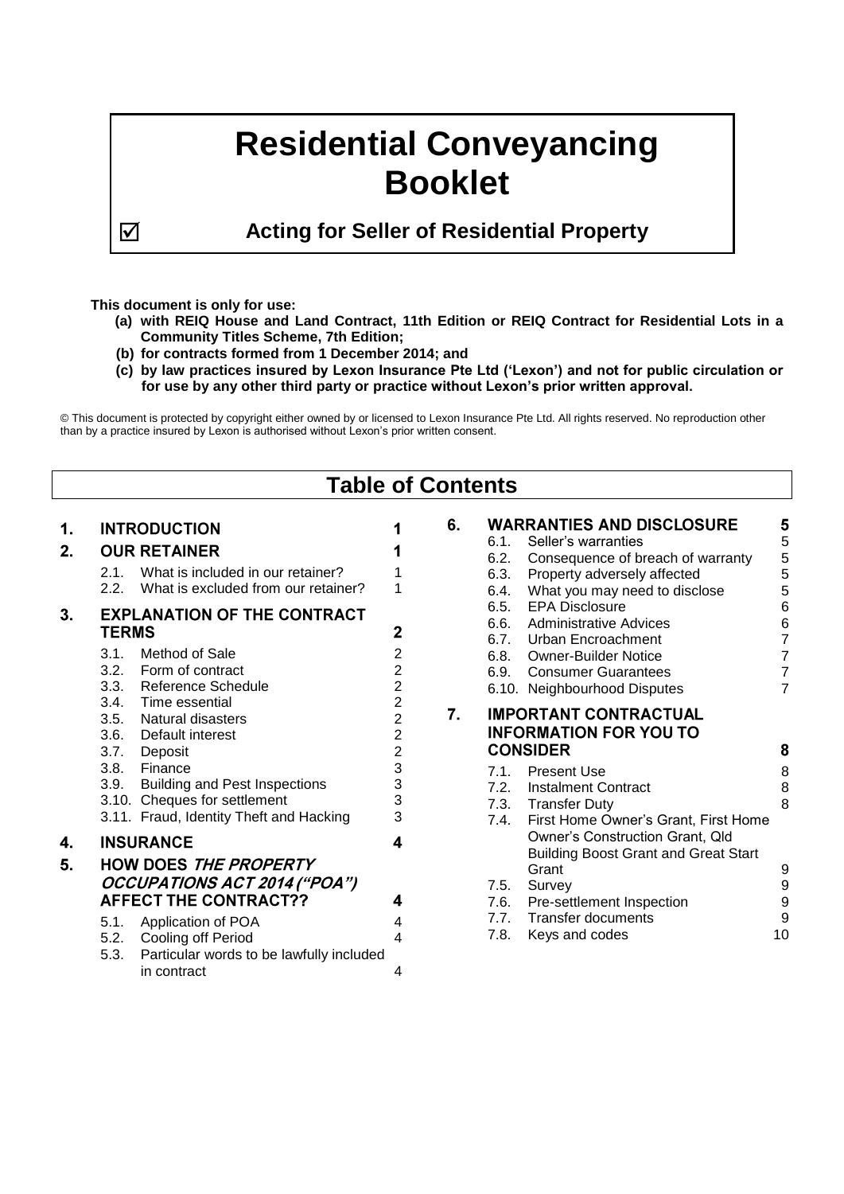# Residential Conveyancing Booklet

☑ **Acting for Seller of Residential Property**

**This document is only for use:**

- **(a) with REIQ House and Land Contract, 11th Edition or REIQ Contract for Residential Lots in a Community Titles Scheme, 7th Edition;**
- **(b) for contracts formed from 1 December 2014; and**
- **(c) by law practices insured by Lexon Insurance Pte Ltd ('Lexon') and not for public circulation or for use by any other third party or practice without Lexon's prior written approval.**

© This document is protected by copyright either owned by or licensed to Lexon Insurance Pte Ltd. All rights reserved. No reproduction other than by a practice insured by Lexon is authorised without Lexon's prior written consent.

## Table of Contents

| | | |
|---|---|---|
| **1.** | **INTRODUCTION** | **1** |
| **2.** | **OUR RETAINER** | **1** |
| 2.1. | What is included in our retainer? | 1 |
| 2.2. | What is excluded from our retainer? | 1 |
| **3.** | **EXPLANATION OF THE CONTRACT TERMS** | **2** |
| 3.1. | Method of Sale | 2 |
| 3.2. | Form of contract | 2 |
| 3.3. | Reference Schedule | 2 |
| 3.4. | Time essential | 2 |
| 3.5. | Natural disasters | 2 |
| 3.6. | Default interest | 2 |
| 3.7. | Deposit | 2 |
| 3.8. | Finance | 3 |
| 3.9. | Building and Pest Inspections | 3 |
| 3.10. | Cheques for settlement | 3 |
| 3.11. | Fraud, Identity Theft and Hacking | 3 |
| **4.** | **INSURANCE** | **4** |
| **5.** | **HOW DOES *THE PROPERTY OCCUPATIONS ACT 2014 ("POA")* AFFECT THE CONTRACT??** | **4** |
| 5.1. | Application of POA | 4 |
| 5.2. | Cooling off Period | 4 |
| 5.3. | Particular words to be lawfully included in contract | 4 |
| **6.** | **WARRANTIES AND DISCLOSURE** | **5** |
| 6.1. | Seller's warranties | 5 |
| 6.2. | Consequence of breach of warranty | 5 |
| 6.3. | Property adversely affected | 5 |
| 6.4. | What you may need to disclose | 5 |
| 6.5. | EPA Disclosure | 6 |
| 6.6. | Administrative Advices | 6 |
| 6.7. | Urban Encroachment | 7 |
| 6.8. | Owner-Builder Notice | 7 |
| 6.9. | Consumer Guarantees | 7 |
| 6.10. | Neighbourhood Disputes | 7 |
| **7.** | **IMPORTANT CONTRACTUAL INFORMATION FOR YOU TO CONSIDER** | **8** |
| 7.1. | Present Use | 8 |
| 7.2. | Instalment Contract | 8 |
| 7.3. | Transfer Duty | 8 |
| 7.4. | First Home Owner's Grant, First Home Owner's Construction Grant, Qld Building Boost Grant and Great Start Grant | 9 |
| 7.5. | Survey | 9 |
| 7.6. | Pre-settlement Inspection | 9 |
| 7.7. | Transfer documents | 9 |
| 7.8. | Keys and codes | 10 |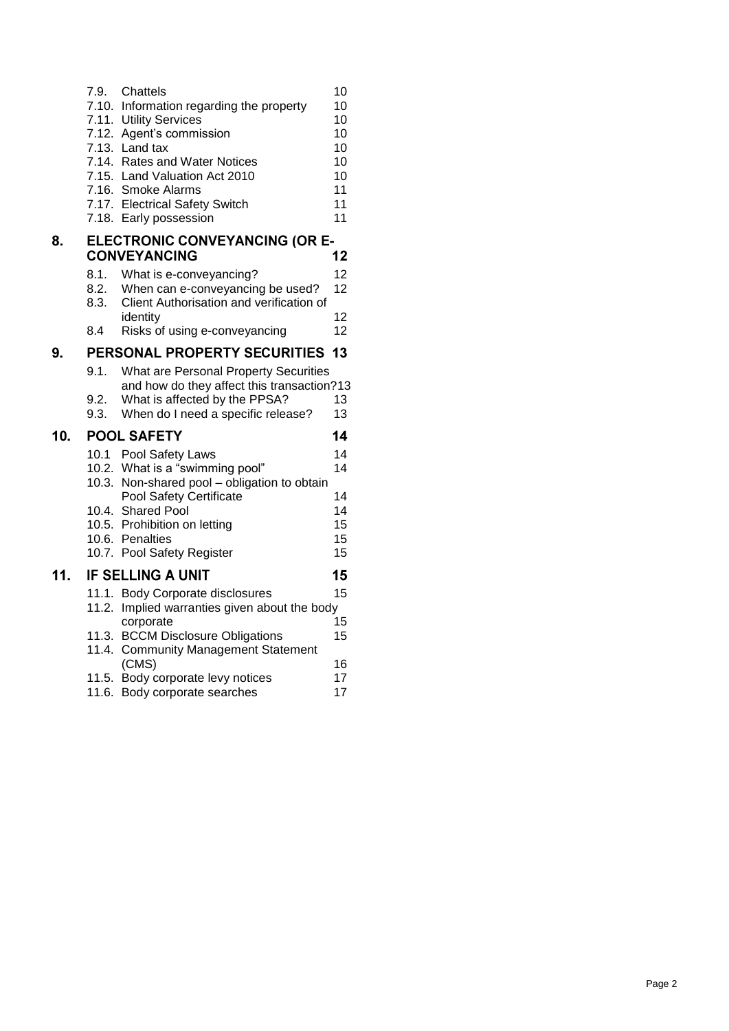- 7.9. Chattels 10
- 7.10. Information regarding the property 10
- 7.11. Utility Services 10
- 7.12. Agent's commission 10
- 7.13. Land tax 10
- 7.14. Rates and Water Notices 10
- 7.15. Land Valuation Act 2010 10
- 7.16. Smoke Alarms 11
- 7.17. Electrical Safety Switch 11
- 7.18. Early possession 11

**8. ELECTRONIC CONVEYANCING (OR E-CONVEYANCING 12**

- 8.1. What is e-conveyancing? 12
- 8.2. When can e-conveyancing be used? 12
- 8.3. Client Authorisation and verification of identity 12
- 8.4 Risks of using e-conveyancing 12

**9. PERSONAL PROPERTY SECURITIES 13**

- 9.1. What are Personal Property Securities and how do they affect this transaction? 13
- 9.2. What is affected by the PPSA? 13
- 9.3. When do I need a specific release? 13

**10. POOL SAFETY 14**

- 10.1 Pool Safety Laws 14
- 10.2. What is a "swimming pool" 14
- 10.3. Non-shared pool – obligation to obtain Pool Safety Certificate 14
- 10.4. Shared Pool 14
- 10.5. Prohibition on letting 15
- 10.6. Penalties 15
- 10.7. Pool Safety Register 15

**11. IF SELLING A UNIT 15**

- 11.1. Body Corporate disclosures 15
- 11.2. Implied warranties given about the body corporate 15
- 11.3. BCCM Disclosure Obligations 15
- 11.4. Community Management Statement (CMS) 16
- 11.5. Body corporate levy notices 17
- 11.6. Body corporate searches 17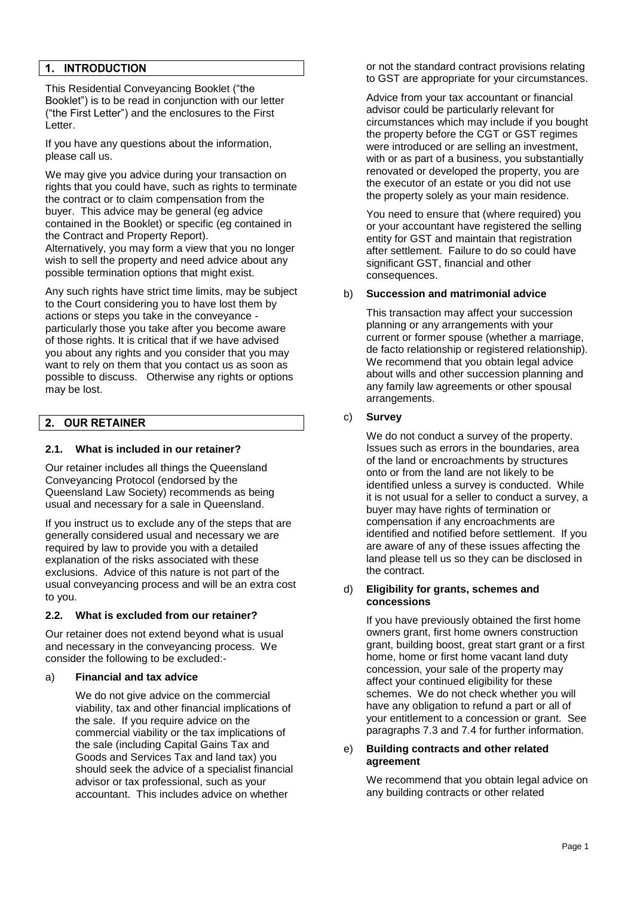## 1. INTRODUCTION

This Residential Conveyancing Booklet ("the Booklet") is to be read in conjunction with our letter ("the First Letter") and the enclosures to the First Letter.

If you have any questions about the information, please call us.

We may give you advice during your transaction on rights that you could have, such as rights to terminate the contract or to claim compensation from the buyer. This advice may be general (eg advice contained in the Booklet) or specific (eg contained in the Contract and Property Report).
Alternatively, you may form a view that you no longer wish to sell the property and need advice about any possible termination options that might exist.

Any such rights have strict time limits, may be subject to the Court considering you to have lost them by actions or steps you take in the conveyance - particularly those you take after you become aware of those rights. It is critical that if we have advised you about any rights and you consider that you may want to rely on them that you contact us as soon as possible to discuss. Otherwise any rights or options may be lost.

## 2. OUR RETAINER

### 2.1. What is included in our retainer?

Our retainer includes all things the Queensland Conveyancing Protocol (endorsed by the Queensland Law Society) recommends as being usual and necessary for a sale in Queensland.

If you instruct us to exclude any of the steps that are generally considered usual and necessary we are required by law to provide you with a detailed explanation of the risks associated with these exclusions. Advice of this nature is not part of the usual conveyancing process and will be an extra cost to you.

### 2.2. What is excluded from our retainer?

Our retainer does not extend beyond what is usual and necessary in the conveyancing process. We consider the following to be excluded:-

a) **Financial and tax advice**

We do not give advice on the commercial viability, tax and other financial implications of the sale. If you require advice on the commercial viability or the tax implications of the sale (including Capital Gains Tax and Goods and Services Tax and land tax) you should seek the advice of a specialist financial advisor or tax professional, such as your accountant. This includes advice on whether or not the standard contract provisions relating to GST are appropriate for your circumstances.

Advice from your tax accountant or financial advisor could be particularly relevant for circumstances which may include if you bought the property before the CGT or GST regimes were introduced or are selling an investment, with or as part of a business, you substantially renovated or developed the property, you are the executor of an estate or you did not use the property solely as your main residence.

You need to ensure that (where required) you or your accountant have registered the selling entity for GST and maintain that registration after settlement. Failure to do so could have significant GST, financial and other consequences.

b) **Succession and matrimonial advice**

This transaction may affect your succession planning or any arrangements with your current or former spouse (whether a marriage, de facto relationship or registered relationship). We recommend that you obtain legal advice about wills and other succession planning and any family law agreements or other spousal arrangements.

c) **Survey**

We do not conduct a survey of the property. Issues such as errors in the boundaries, area of the land or encroachments by structures onto or from the land are not likely to be identified unless a survey is conducted. While it is not usual for a seller to conduct a survey, a buyer may have rights of termination or compensation if any encroachments are identified and notified before settlement. If you are aware of any of these issues affecting the land please tell us so they can be disclosed in the contract.

d) **Eligibility for grants, schemes and concessions**

If you have previously obtained the first home owners grant, first home owners construction grant, building boost, great start grant or a first home, home or first home vacant land duty concession, your sale of the property may affect your continued eligibility for these schemes. We do not check whether you will have any obligation to refund a part or all of your entitlement to a concession or grant. See paragraphs 7.3 and 7.4 for further information.

e) **Building contracts and other related agreement**

We recommend that you obtain legal advice on any building contracts or other related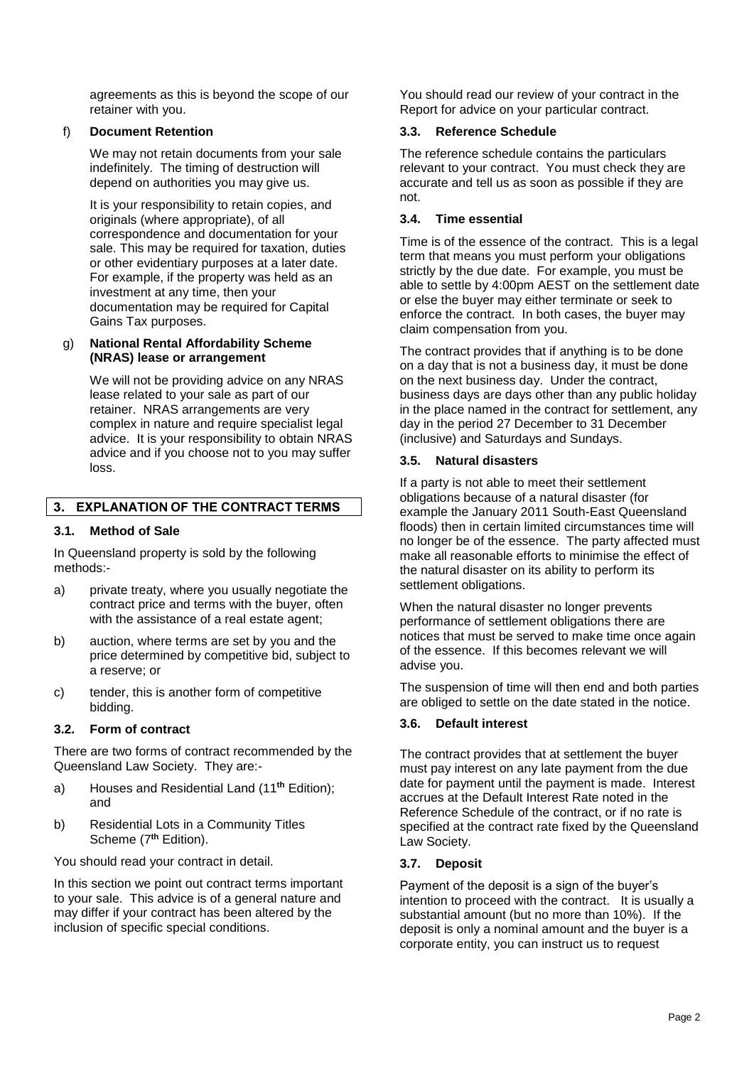agreements as this is beyond the scope of our retainer with you.

f) **Document Retention**

We may not retain documents from your sale indefinitely. The timing of destruction will depend on authorities you may give us.

It is your responsibility to retain copies, and originals (where appropriate), of all correspondence and documentation for your sale. This may be required for taxation, duties or other evidentiary purposes at a later date. For example, if the property was held as an investment at any time, then your documentation may be required for Capital Gains Tax purposes.

g) **National Rental Affordability Scheme (NRAS) lease or arrangement**

We will not be providing advice on any NRAS lease related to your sale as part of our retainer. NRAS arrangements are very complex in nature and require specialist legal advice. It is your responsibility to obtain NRAS advice and if you choose not to you may suffer loss.

## 3. EXPLANATION OF THE CONTRACT TERMS

### 3.1. Method of Sale

In Queensland property is sold by the following methods:-

a) private treaty, where you usually negotiate the contract price and terms with the buyer, often with the assistance of a real estate agent;

b) auction, where terms are set by you and the price determined by competitive bid, subject to a reserve; or

c) tender, this is another form of competitive bidding.

### 3.2. Form of contract

There are two forms of contract recommended by the Queensland Law Society. They are:-

a) Houses and Residential Land (11**th** Edition); and

b) Residential Lots in a Community Titles Scheme (7**th** Edition).

You should read your contract in detail.

In this section we point out contract terms important to your sale. This advice is of a general nature and may differ if your contract has been altered by the inclusion of specific special conditions.

You should read our review of your contract in the Report for advice on your particular contract.

### 3.3. Reference Schedule

The reference schedule contains the particulars relevant to your contract. You must check they are accurate and tell us as soon as possible if they are not.

### 3.4. Time essential

Time is of the essence of the contract. This is a legal term that means you must perform your obligations strictly by the due date. For example, you must be able to settle by 4:00pm AEST on the settlement date or else the buyer may either terminate or seek to enforce the contract. In both cases, the buyer may claim compensation from you.

The contract provides that if anything is to be done on a day that is not a business day, it must be done on the next business day. Under the contract, business days are days other than any public holiday in the place named in the contract for settlement, any day in the period 27 December to 31 December (inclusive) and Saturdays and Sundays.

### 3.5. Natural disasters

If a party is not able to meet their settlement obligations because of a natural disaster (for example the January 2011 South-East Queensland floods) then in certain limited circumstances time will no longer be of the essence. The party affected must make all reasonable efforts to minimise the effect of the natural disaster on its ability to perform its settlement obligations.

When the natural disaster no longer prevents performance of settlement obligations there are notices that must be served to make time once again of the essence. If this becomes relevant we will advise you.

The suspension of time will then end and both parties are obliged to settle on the date stated in the notice.

### 3.6. Default interest

The contract provides that at settlement the buyer must pay interest on any late payment from the due date for payment until the payment is made. Interest accrues at the Default Interest Rate noted in the Reference Schedule of the contract, or if no rate is specified at the contract rate fixed by the Queensland Law Society.

### 3.7. Deposit

Payment of the deposit is a sign of the buyer's intention to proceed with the contract. It is usually a substantial amount (but no more than 10%). If the deposit is only a nominal amount and the buyer is a corporate entity, you can instruct us to request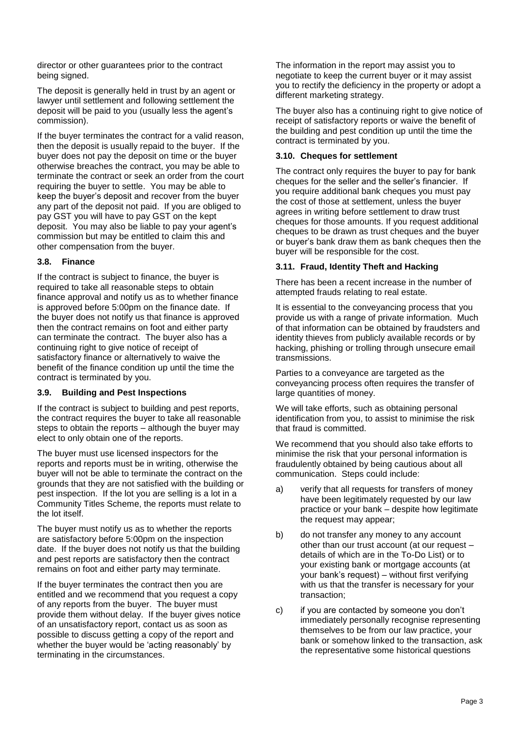director or other guarantees prior to the contract being signed.

The deposit is generally held in trust by an agent or lawyer until settlement and following settlement the deposit will be paid to you (usually less the agent's commission).

If the buyer terminates the contract for a valid reason, then the deposit is usually repaid to the buyer. If the buyer does not pay the deposit on time or the buyer otherwise breaches the contract, you may be able to terminate the contract or seek an order from the court requiring the buyer to settle. You may be able to keep the buyer's deposit and recover from the buyer any part of the deposit not paid. If you are obliged to pay GST you will have to pay GST on the kept deposit. You may also be liable to pay your agent's commission but may be entitled to claim this and other compensation from the buyer.

### 3.8. Finance

If the contract is subject to finance, the buyer is required to take all reasonable steps to obtain finance approval and notify us as to whether finance is approved before 5:00pm on the finance date. If the buyer does not notify us that finance is approved then the contract remains on foot and either party can terminate the contract. The buyer also has a continuing right to give notice of receipt of satisfactory finance or alternatively to waive the benefit of the finance condition up until the time the contract is terminated by you.

### 3.9. Building and Pest Inspections

If the contract is subject to building and pest reports, the contract requires the buyer to take all reasonable steps to obtain the reports – although the buyer may elect to only obtain one of the reports.

The buyer must use licensed inspectors for the reports and reports must be in writing, otherwise the buyer will not be able to terminate the contract on the grounds that they are not satisfied with the building or pest inspection. If the lot you are selling is a lot in a Community Titles Scheme, the reports must relate to the lot itself.

The buyer must notify us as to whether the reports are satisfactory before 5:00pm on the inspection date. If the buyer does not notify us that the building and pest reports are satisfactory then the contract remains on foot and either party may terminate.

If the buyer terminates the contract then you are entitled and we recommend that you request a copy of any reports from the buyer. The buyer must provide them without delay. If the buyer gives notice of an unsatisfactory report, contact us as soon as possible to discuss getting a copy of the report and whether the buyer would be 'acting reasonably' by terminating in the circumstances.

The information in the report may assist you to negotiate to keep the current buyer or it may assist you to rectify the deficiency in the property or adopt a different marketing strategy.

The buyer also has a continuing right to give notice of receipt of satisfactory reports or waive the benefit of the building and pest condition up until the time the contract is terminated by you.

### 3.10. Cheques for settlement

The contract only requires the buyer to pay for bank cheques for the seller and the seller's financier. If you require additional bank cheques you must pay the cost of those at settlement, unless the buyer agrees in writing before settlement to draw trust cheques for those amounts. If you request additional cheques to be drawn as trust cheques and the buyer or buyer's bank draw them as bank cheques then the buyer will be responsible for the cost.

### 3.11. Fraud, Identity Theft and Hacking

There has been a recent increase in the number of attempted frauds relating to real estate.

It is essential to the conveyancing process that you provide us with a range of private information. Much of that information can be obtained by fraudsters and identity thieves from publicly available records or by hacking, phishing or trolling through unsecure email transmissions.

Parties to a conveyance are targeted as the conveyancing process often requires the transfer of large quantities of money.

We will take efforts, such as obtaining personal identification from you, to assist to minimise the risk that fraud is committed.

We recommend that you should also take efforts to minimise the risk that your personal information is fraudulently obtained by being cautious about all communication. Steps could include:

a) verify that all requests for transfers of money have been legitimately requested by our law practice or your bank – despite how legitimate the request may appear;

b) do not transfer any money to any account other than our trust account (at our request – details of which are in the To-Do List) or to your existing bank or mortgage accounts (at your bank's request) – without first verifying with us that the transfer is necessary for your transaction;

c) if you are contacted by someone you don't immediately personally recognise representing themselves to be from our law practice, your bank or somehow linked to the transaction, ask the representative some historical questions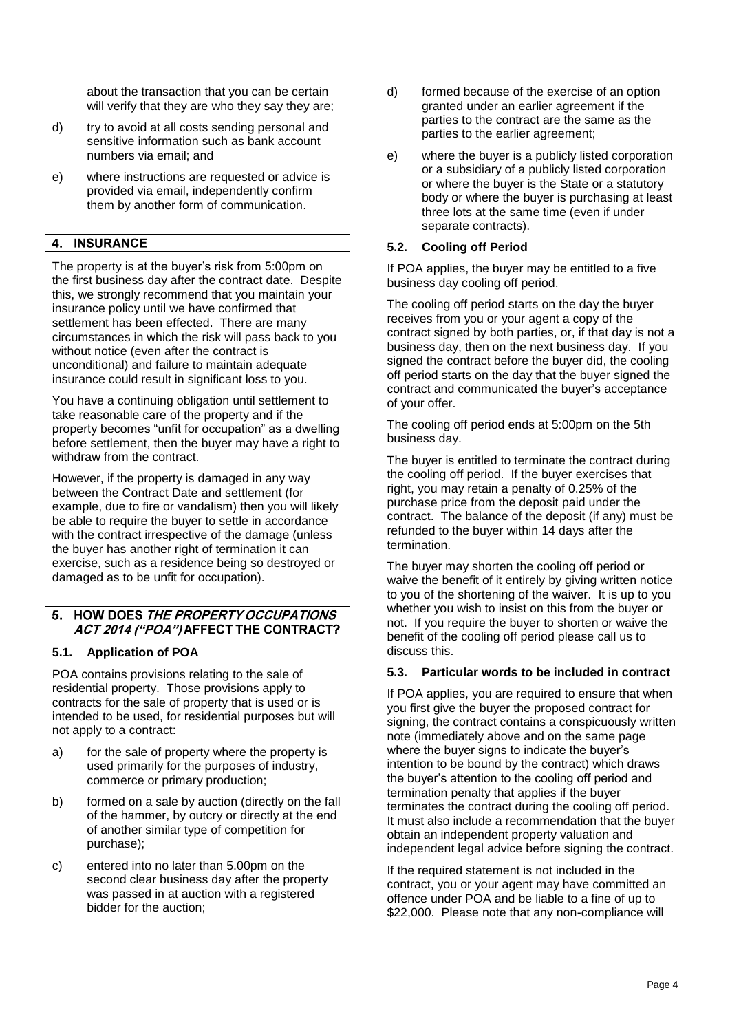about the transaction that you can be certain will verify that they are who they say they are;

d) try to avoid at all costs sending personal and sensitive information such as bank account numbers via email; and

e) where instructions are requested or advice is provided via email, independently confirm them by another form of communication.

## 4. INSURANCE

The property is at the buyer's risk from 5:00pm on the first business day after the contract date. Despite this, we strongly recommend that you maintain your insurance policy until we have confirmed that settlement has been effected. There are many circumstances in which the risk will pass back to you without notice (even after the contract is unconditional) and failure to maintain adequate insurance could result in significant loss to you.

You have a continuing obligation until settlement to take reasonable care of the property and if the property becomes "unfit for occupation" as a dwelling before settlement, then the buyer may have a right to withdraw from the contract.

However, if the property is damaged in any way between the Contract Date and settlement (for example, due to fire or vandalism) then you will likely be able to require the buyer to settle in accordance with the contract irrespective of the damage (unless the buyer has another right of termination it can exercise, such as a residence being so destroyed or damaged as to be unfit for occupation).

## 5. HOW DOES *THE PROPERTY OCCUPATIONS ACT 2014 ("POA")* AFFECT THE CONTRACT?

### 5.1. Application of POA

POA contains provisions relating to the sale of residential property. Those provisions apply to contracts for the sale of property that is used or is intended to be used, for residential purposes but will not apply to a contract:

a) for the sale of property where the property is used primarily for the purposes of industry, commerce or primary production;

b) formed on a sale by auction (directly on the fall of the hammer, by outcry or directly at the end of another similar type of competition for purchase);

c) entered into no later than 5.00pm on the second clear business day after the property was passed in at auction with a registered bidder for the auction;

d) formed because of the exercise of an option granted under an earlier agreement if the parties to the contract are the same as the parties to the earlier agreement;

e) where the buyer is a publicly listed corporation or a subsidiary of a publicly listed corporation or where the buyer is the State or a statutory body or where the buyer is purchasing at least three lots at the same time (even if under separate contracts).

### 5.2. Cooling off Period

If POA applies, the buyer may be entitled to a five business day cooling off period.

The cooling off period starts on the day the buyer receives from you or your agent a copy of the contract signed by both parties, or, if that day is not a business day, then on the next business day. If you signed the contract before the buyer did, the cooling off period starts on the day that the buyer signed the contract and communicated the buyer's acceptance of your offer.

The cooling off period ends at 5:00pm on the 5th business day.

The buyer is entitled to terminate the contract during the cooling off period. If the buyer exercises that right, you may retain a penalty of 0.25% of the purchase price from the deposit paid under the contract. The balance of the deposit (if any) must be refunded to the buyer within 14 days after the termination.

The buyer may shorten the cooling off period or waive the benefit of it entirely by giving written notice to you of the shortening of the waiver. It is up to you whether you wish to insist on this from the buyer or not. If you require the buyer to shorten or waive the benefit of the cooling off period please call us to discuss this.

### 5.3. Particular words to be included in contract

If POA applies, you are required to ensure that when you first give the buyer the proposed contract for signing, the contract contains a conspicuously written note (immediately above and on the same page where the buyer signs to indicate the buyer's intention to be bound by the contract) which draws the buyer's attention to the cooling off period and termination penalty that applies if the buyer terminates the contract during the cooling off period. It must also include a recommendation that the buyer obtain an independent property valuation and independent legal advice before signing the contract.

If the required statement is not included in the contract, you or your agent may have committed an offence under POA and be liable to a fine of up to $22,000. Please note that any non-compliance will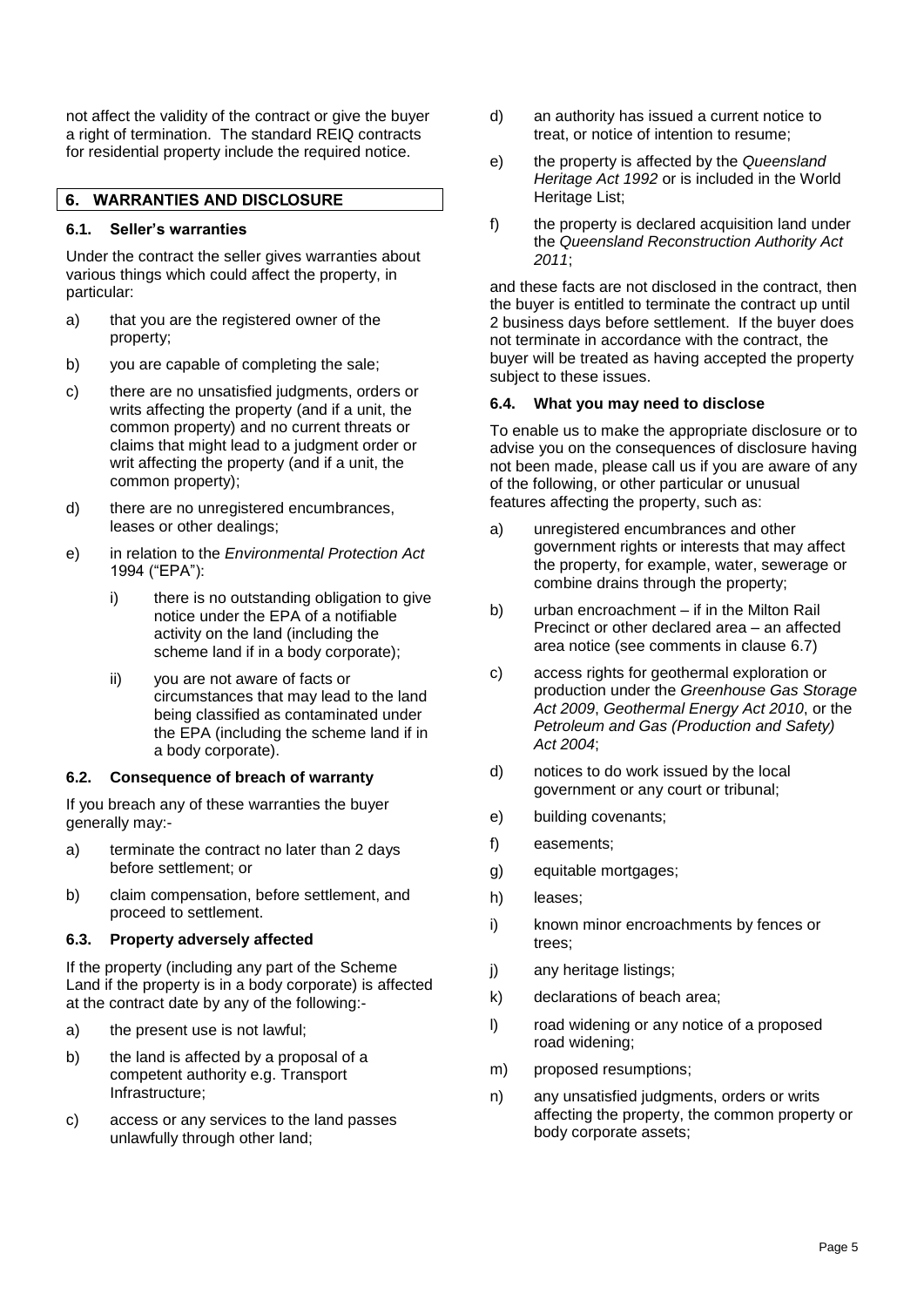not affect the validity of the contract or give the buyer a right of termination. The standard REIQ contracts for residential property include the required notice.

## 6. WARRANTIES AND DISCLOSURE

### 6.1. Seller's warranties

Under the contract the seller gives warranties about various things which could affect the property, in particular:

a) that you are the registered owner of the property;

b) you are capable of completing the sale;

c) there are no unsatisfied judgments, orders or writs affecting the property (and if a unit, the common property) and no current threats or claims that might lead to a judgment order or writ affecting the property (and if a unit, the common property);

d) there are no unregistered encumbrances, leases or other dealings;

e) in relation to the *Environmental Protection Act* 1994 ("EPA"):

   i) there is no outstanding obligation to give notice under the EPA of a notifiable activity on the land (including the scheme land if in a body corporate);

   ii) you are not aware of facts or circumstances that may lead to the land being classified as contaminated under the EPA (including the scheme land if in a body corporate).

### 6.2. Consequence of breach of warranty

If you breach any of these warranties the buyer generally may:-

a) terminate the contract no later than 2 days before settlement; or

b) claim compensation, before settlement, and proceed to settlement.

### 6.3. Property adversely affected

If the property (including any part of the Scheme Land if the property is in a body corporate) is affected at the contract date by any of the following:-

a) the present use is not lawful;

b) the land is affected by a proposal of a competent authority e.g. Transport Infrastructure;

c) access or any services to the land passes unlawfully through other land;

d) an authority has issued a current notice to treat, or notice of intention to resume;

e) the property is affected by the *Queensland Heritage Act 1992* or is included in the World Heritage List;

f) the property is declared acquisition land under the *Queensland Reconstruction Authority Act 2011*;

and these facts are not disclosed in the contract, then the buyer is entitled to terminate the contract up until 2 business days before settlement. If the buyer does not terminate in accordance with the contract, the buyer will be treated as having accepted the property subject to these issues.

### 6.4. What you may need to disclose

To enable us to make the appropriate disclosure or to advise you on the consequences of disclosure having not been made, please call us if you are aware of any of the following, or other particular or unusual features affecting the property, such as:

a) unregistered encumbrances and other government rights or interests that may affect the property, for example, water, sewerage or combine drains through the property;

b) urban encroachment – if in the Milton Rail Precinct or other declared area – an affected area notice (see comments in clause 6.7)

c) access rights for geothermal exploration or production under the *Greenhouse Gas Storage Act 2009*, *Geothermal Energy Act 2010*, or the *Petroleum and Gas (Production and Safety) Act 2004*;

d) notices to do work issued by the local government or any court or tribunal;

e) building covenants;

f) easements;

g) equitable mortgages;

h) leases;

i) known minor encroachments by fences or trees;

j) any heritage listings;

k) declarations of beach area;

l) road widening or any notice of a proposed road widening;

m) proposed resumptions;

n) any unsatisfied judgments, orders or writs affecting the property, the common property or body corporate assets;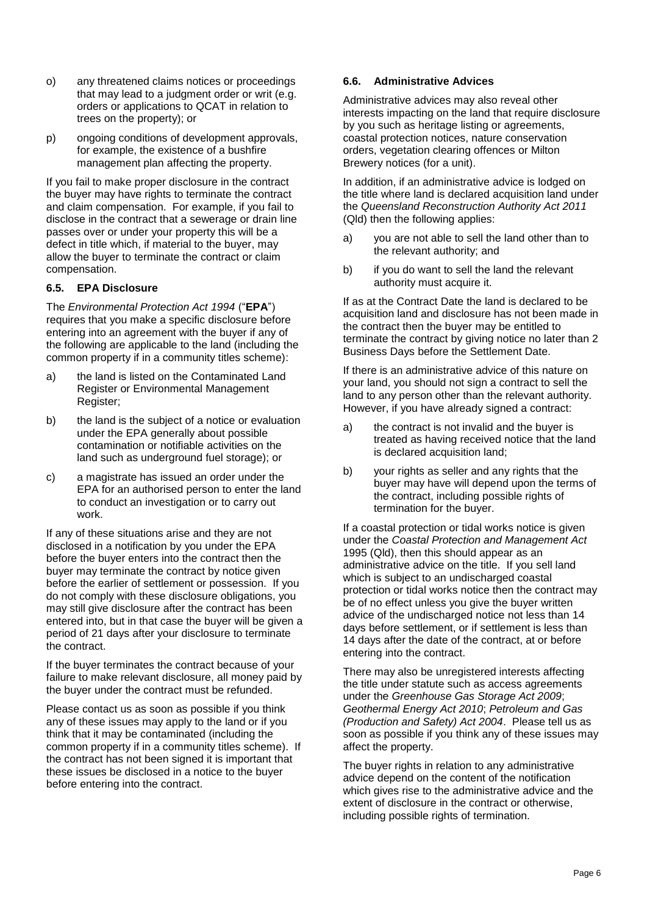o) any threatened claims notices or proceedings that may lead to a judgment order or writ (e.g. orders or applications to QCAT in relation to trees on the property); or

p) ongoing conditions of development approvals, for example, the existence of a bushfire management plan affecting the property.

If you fail to make proper disclosure in the contract the buyer may have rights to terminate the contract and claim compensation. For example, if you fail to disclose in the contract that a sewerage or drain line passes over or under your property this will be a defect in title which, if material to the buyer, may allow the buyer to terminate the contract or claim compensation.

### 6.5. EPA Disclosure

The *Environmental Protection Act 1994* ("**EPA**") requires that you make a specific disclosure before entering into an agreement with the buyer if any of the following are applicable to the land (including the common property if in a community titles scheme):

a) the land is listed on the Contaminated Land Register or Environmental Management Register;

b) the land is the subject of a notice or evaluation under the EPA generally about possible contamination or notifiable activities on the land such as underground fuel storage); or

c) a magistrate has issued an order under the EPA for an authorised person to enter the land to conduct an investigation or to carry out work.

If any of these situations arise and they are not disclosed in a notification by you under the EPA before the buyer enters into the contract then the buyer may terminate the contract by notice given before the earlier of settlement or possession. If you do not comply with these disclosure obligations, you may still give disclosure after the contract has been entered into, but in that case the buyer will be given a period of 21 days after your disclosure to terminate the contract.

If the buyer terminates the contract because of your failure to make relevant disclosure, all money paid by the buyer under the contract must be refunded.

Please contact us as soon as possible if you think any of these issues may apply to the land or if you think that it may be contaminated (including the common property if in a community titles scheme). If the contract has not been signed it is important that these issues be disclosed in a notice to the buyer before entering into the contract.

### 6.6. Administrative Advices

Administrative advices may also reveal other interests impacting on the land that require disclosure by you such as heritage listing or agreements, coastal protection notices, nature conservation orders, vegetation clearing offences or Milton Brewery notices (for a unit).

In addition, if an administrative advice is lodged on the title where land is declared acquisition land under the *Queensland Reconstruction Authority Act 2011* (Qld) then the following applies:

a) you are not able to sell the land other than to the relevant authority; and

b) if you do want to sell the land the relevant authority must acquire it.

If as at the Contract Date the land is declared to be acquisition land and disclosure has not been made in the contract then the buyer may be entitled to terminate the contract by giving notice no later than 2 Business Days before the Settlement Date.

If there is an administrative advice of this nature on your land, you should not sign a contract to sell the land to any person other than the relevant authority. However, if you have already signed a contract:

a) the contract is not invalid and the buyer is treated as having received notice that the land is declared acquisition land;

b) your rights as seller and any rights that the buyer may have will depend upon the terms of the contract, including possible rights of termination for the buyer.

If a coastal protection or tidal works notice is given under the *Coastal Protection and Management Act* 1995 (Qld), then this should appear as an administrative advice on the title. If you sell land which is subject to an undischarged coastal protection or tidal works notice then the contract may be of no effect unless you give the buyer written advice of the undischarged notice not less than 14 days before settlement, or if settlement is less than 14 days after the date of the contract, at or before entering into the contract.

There may also be unregistered interests affecting the title under statute such as access agreements under the *Greenhouse Gas Storage Act 2009*; *Geothermal Energy Act 2010*; *Petroleum and Gas (Production and Safety) Act 2004*. Please tell us as soon as possible if you think any of these issues may affect the property.

The buyer rights in relation to any administrative advice depend on the content of the notification which gives rise to the administrative advice and the extent of disclosure in the contract or otherwise, including possible rights of termination.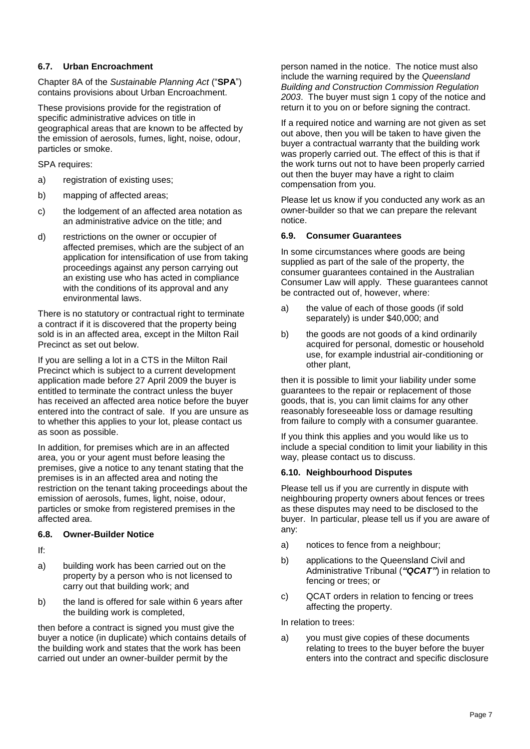### 6.7. Urban Encroachment

Chapter 8A of the *Sustainable Planning Act* ("**SPA**") contains provisions about Urban Encroachment.

These provisions provide for the registration of specific administrative advices on title in geographical areas that are known to be affected by the emission of aerosols, fumes, light, noise, odour, particles or smoke.

SPA requires:

a) registration of existing uses;

b) mapping of affected areas;

c) the lodgement of an affected area notation as an administrative advice on the title; and

d) restrictions on the owner or occupier of affected premises, which are the subject of an application for intensification of use from taking proceedings against any person carrying out an existing use who has acted in compliance with the conditions of its approval and any environmental laws.

There is no statutory or contractual right to terminate a contract if it is discovered that the property being sold is in an affected area, except in the Milton Rail Precinct as set out below.

If you are selling a lot in a CTS in the Milton Rail Precinct which is subject to a current development application made before 27 April 2009 the buyer is entitled to terminate the contract unless the buyer has received an affected area notice before the buyer entered into the contract of sale. If you are unsure as to whether this applies to your lot, please contact us as soon as possible.

In addition, for premises which are in an affected area, you or your agent must before leasing the premises, give a notice to any tenant stating that the premises is in an affected area and noting the restriction on the tenant taking proceedings about the emission of aerosols, fumes, light, noise, odour, particles or smoke from registered premises in the affected area.

### 6.8. Owner-Builder Notice

If:

a) building work has been carried out on the property by a person who is not licensed to carry out that building work; and

b) the land is offered for sale within 6 years after the building work is completed,

then before a contract is signed you must give the buyer a notice (in duplicate) which contains details of the building work and states that the work has been carried out under an owner-builder permit by the person named in the notice. The notice must also include the warning required by the *Queensland Building and Construction Commission Regulation 2003*. The buyer must sign 1 copy of the notice and return it to you on or before signing the contract.

If a required notice and warning are not given as set out above, then you will be taken to have given the buyer a contractual warranty that the building work was properly carried out. The effect of this is that if the work turns out not to have been properly carried out then the buyer may have a right to claim compensation from you.

Please let us know if you conducted any work as an owner-builder so that we can prepare the relevant notice.

### 6.9. Consumer Guarantees

In some circumstances where goods are being supplied as part of the sale of the property, the consumer guarantees contained in the Australian Consumer Law will apply. These guarantees cannot be contracted out of, however, where:

a) the value of each of those goods (if sold separately) is under $40,000; and

b) the goods are not goods of a kind ordinarily acquired for personal, domestic or household use, for example industrial air-conditioning or other plant,

then it is possible to limit your liability under some guarantees to the repair or replacement of those goods, that is, you can limit claims for any other reasonably foreseeable loss or damage resulting from failure to comply with a consumer guarantee.

If you think this applies and you would like us to include a special condition to limit your liability in this way, please contact us to discuss.

### 6.10. Neighbourhood Disputes

Please tell us if you are currently in dispute with neighbouring property owners about fences or trees as these disputes may need to be disclosed to the buyer. In particular, please tell us if you are aware of any:

a) notices to fence from a neighbour;

b) applications to the Queensland Civil and Administrative Tribunal (***"QCAT"***) in relation to fencing or trees; or

c) QCAT orders in relation to fencing or trees affecting the property.

In relation to trees:

a) you must give copies of these documents relating to trees to the buyer before the buyer enters into the contract and specific disclosure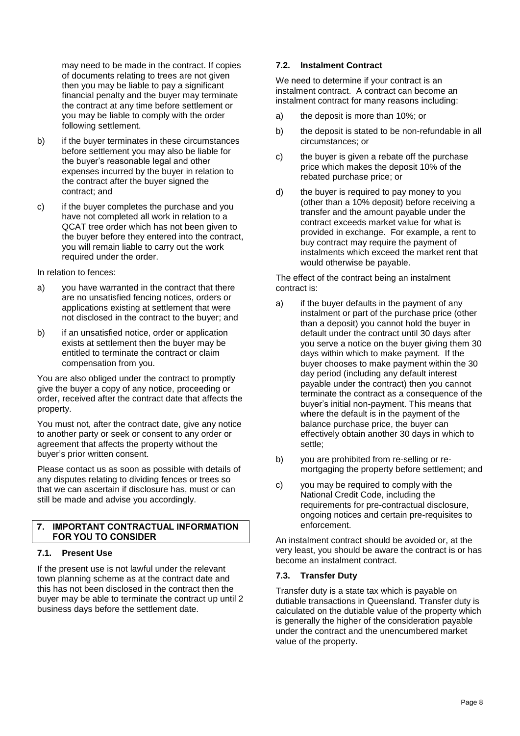may need to be made in the contract. If copies of documents relating to trees are not given then you may be liable to pay a significant financial penalty and the buyer may terminate the contract at any time before settlement or you may be liable to comply with the order following settlement.

b) if the buyer terminates in these circumstances before settlement you may also be liable for the buyer's reasonable legal and other expenses incurred by the buyer in relation to the contract after the buyer signed the contract; and

c) if the buyer completes the purchase and you have not completed all work in relation to a QCAT tree order which has not been given to the buyer before they entered into the contract, you will remain liable to carry out the work required under the order.

In relation to fences:

a) you have warranted in the contract that there are no unsatisfied fencing notices, orders or applications existing at settlement that were not disclosed in the contract to the buyer; and

b) if an unsatisfied notice, order or application exists at settlement then the buyer may be entitled to terminate the contract or claim compensation from you.

You are also obliged under the contract to promptly give the buyer a copy of any notice, proceeding or order, received after the contract date that affects the property.

You must not, after the contract date, give any notice to another party or seek or consent to any order or agreement that affects the property without the buyer's prior written consent.

Please contact us as soon as possible with details of any disputes relating to dividing fences or trees so that we can ascertain if disclosure has, must or can still be made and advise you accordingly.

## 7. IMPORTANT CONTRACTUAL INFORMATION FOR YOU TO CONSIDER

### 7.1. Present Use

If the present use is not lawful under the relevant town planning scheme as at the contract date and this has not been disclosed in the contract then the buyer may be able to terminate the contract up until 2 business days before the settlement date.

### 7.2. Instalment Contract

We need to determine if your contract is an instalment contract. A contract can become an instalment contract for many reasons including:

a) the deposit is more than 10%; or

b) the deposit is stated to be non-refundable in all circumstances; or

c) the buyer is given a rebate off the purchase price which makes the deposit 10% of the rebated purchase price; or

d) the buyer is required to pay money to you (other than a 10% deposit) before receiving a transfer and the amount payable under the contract exceeds market value for what is provided in exchange. For example, a rent to buy contract may require the payment of instalments which exceed the market rent that would otherwise be payable.

The effect of the contract being an instalment contract is:

a) if the buyer defaults in the payment of any instalment or part of the purchase price (other than a deposit) you cannot hold the buyer in default under the contract until 30 days after you serve a notice on the buyer giving them 30 days within which to make payment. If the buyer chooses to make payment within the 30 day period (including any default interest payable under the contract) then you cannot terminate the contract as a consequence of the buyer's initial non-payment. This means that where the default is in the payment of the balance purchase price, the buyer can effectively obtain another 30 days in which to settle;

b) you are prohibited from re-selling or re-mortgaging the property before settlement; and

c) you may be required to comply with the National Credit Code, including the requirements for pre-contractual disclosure, ongoing notices and certain pre-requisites to enforcement.

An instalment contract should be avoided or, at the very least, you should be aware the contract is or has become an instalment contract.

### 7.3. Transfer Duty

Transfer duty is a state tax which is payable on dutiable transactions in Queensland. Transfer duty is calculated on the dutiable value of the property which is generally the higher of the consideration payable under the contract and the unencumbered market value of the property.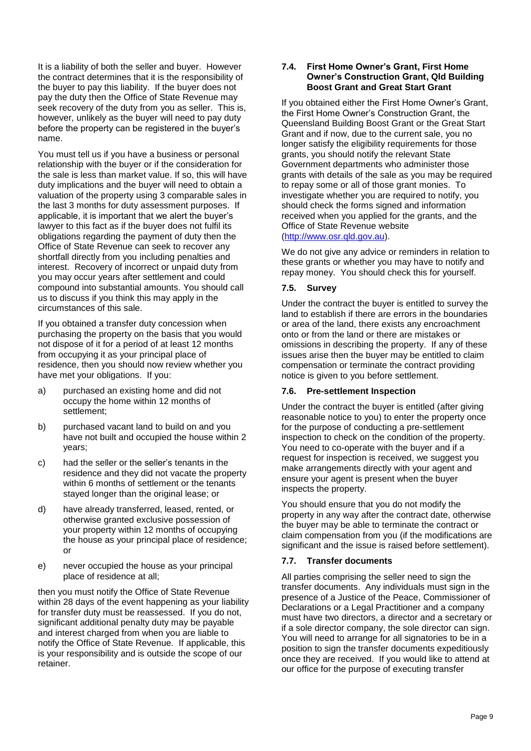It is a liability of both the seller and buyer. However the contract determines that it is the responsibility of the buyer to pay this liability. If the buyer does not pay the duty then the Office of State Revenue may seek recovery of the duty from you as seller. This is, however, unlikely as the buyer will need to pay duty before the property can be registered in the buyer's name.

You must tell us if you have a business or personal relationship with the buyer or if the consideration for the sale is less than market value. If so, this will have duty implications and the buyer will need to obtain a valuation of the property using 3 comparable sales in the last 3 months for duty assessment purposes. If applicable, it is important that we alert the buyer's lawyer to this fact as if the buyer does not fulfil its obligations regarding the payment of duty then the Office of State Revenue can seek to recover any shortfall directly from you including penalties and interest. Recovery of incorrect or unpaid duty from you may occur years after settlement and could compound into substantial amounts. You should call us to discuss if you think this may apply in the circumstances of this sale.

If you obtained a transfer duty concession when purchasing the property on the basis that you would not dispose of it for a period of at least 12 months from occupying it as your principal place of residence, then you should now review whether you have met your obligations. If you:

a) purchased an existing home and did not occupy the home within 12 months of settlement;

b) purchased vacant land to build on and you have not built and occupied the house within 2 years;

c) had the seller or the seller's tenants in the residence and they did not vacate the property within 6 months of settlement or the tenants stayed longer than the original lease; or

d) have already transferred, leased, rented, or otherwise granted exclusive possession of your property within 12 months of occupying the house as your principal place of residence; or

e) never occupied the house as your principal place of residence at all;

then you must notify the Office of State Revenue within 28 days of the event happening as your liability for transfer duty must be reassessed. If you do not, significant additional penalty duty may be payable and interest charged from when you are liable to notify the Office of State Revenue. If applicable, this is your responsibility and is outside the scope of our retainer.

### 7.4. First Home Owner's Grant, First Home Owner's Construction Grant, Qld Building Boost Grant and Great Start Grant

If you obtained either the First Home Owner's Grant, the First Home Owner's Construction Grant, the Queensland Building Boost Grant or the Great Start Grant and if now, due to the current sale, you no longer satisfy the eligibility requirements for those grants, you should notify the relevant State Government departments who administer those grants with details of the sale as you may be required to repay some or all of those grant monies. To investigate whether you are required to notify, you should check the forms signed and information received when you applied for the grants, and the Office of State Revenue website (http://www.osr.qld.gov.au).

We do not give any advice or reminders in relation to these grants or whether you may have to notify and repay money. You should check this for yourself.

### 7.5. Survey

Under the contract the buyer is entitled to survey the land to establish if there are errors in the boundaries or area of the land, there exists any encroachment onto or from the land or there are mistakes or omissions in describing the property. If any of these issues arise then the buyer may be entitled to claim compensation or terminate the contract providing notice is given to you before settlement.

### 7.6. Pre-settlement Inspection

Under the contract the buyer is entitled (after giving reasonable notice to you) to enter the property once for the purpose of conducting a pre-settlement inspection to check on the condition of the property. You need to co-operate with the buyer and if a request for inspection is received, we suggest you make arrangements directly with your agent and ensure your agent is present when the buyer inspects the property.

You should ensure that you do not modify the property in any way after the contract date, otherwise the buyer may be able to terminate the contract or claim compensation from you (if the modifications are significant and the issue is raised before settlement).

### 7.7. Transfer documents

All parties comprising the seller need to sign the transfer documents. Any individuals must sign in the presence of a Justice of the Peace, Commissioner of Declarations or a Legal Practitioner and a company must have two directors, a director and a secretary or if a sole director company, the sole director can sign. You will need to arrange for all signatories to be in a position to sign the transfer documents expeditiously once they are received. If you would like to attend at our office for the purpose of executing transfer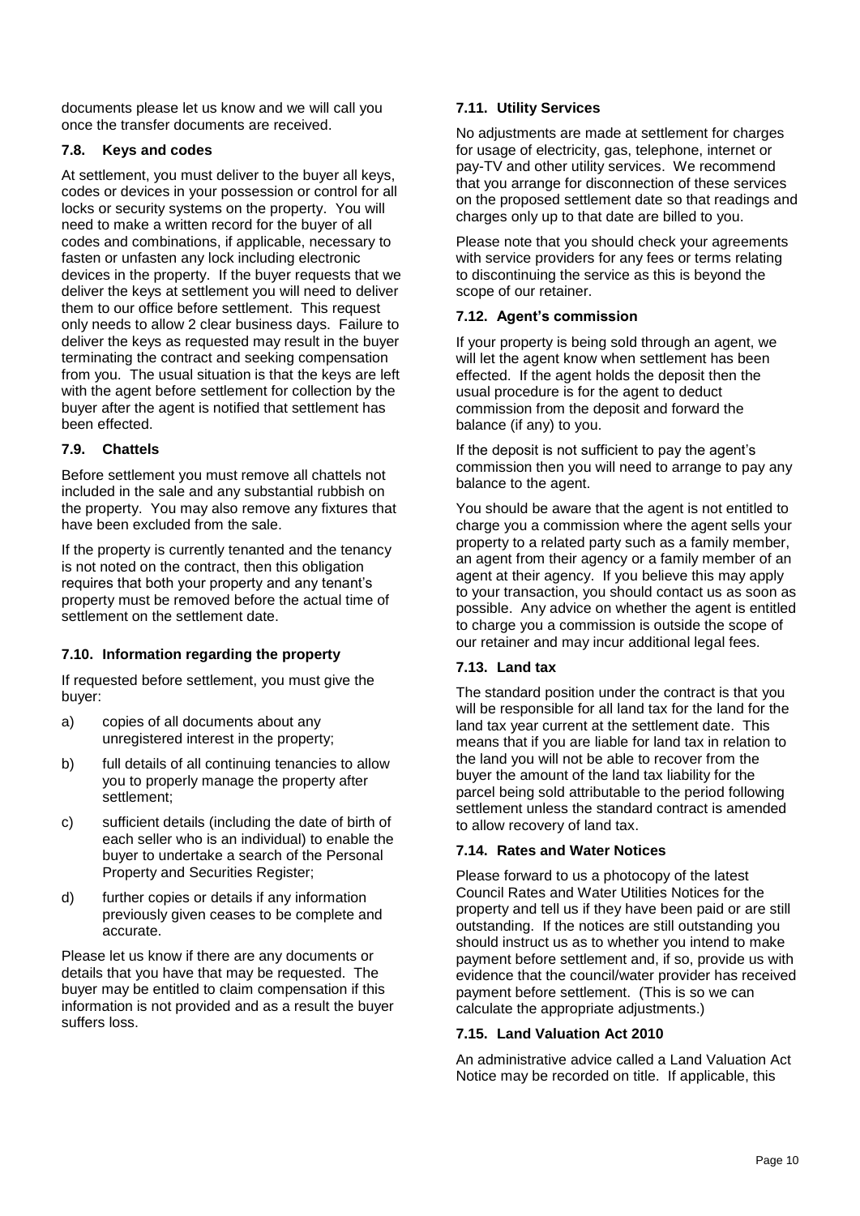documents please let us know and we will call you once the transfer documents are received.

### 7.8. Keys and codes

At settlement, you must deliver to the buyer all keys, codes or devices in your possession or control for all locks or security systems on the property. You will need to make a written record for the buyer of all codes and combinations, if applicable, necessary to fasten or unfasten any lock including electronic devices in the property. If the buyer requests that we deliver the keys at settlement you will need to deliver them to our office before settlement. This request only needs to allow 2 clear business days. Failure to deliver the keys as requested may result in the buyer terminating the contract and seeking compensation from you. The usual situation is that the keys are left with the agent before settlement for collection by the buyer after the agent is notified that settlement has been effected.

### 7.9. Chattels

Before settlement you must remove all chattels not included in the sale and any substantial rubbish on the property. You may also remove any fixtures that have been excluded from the sale.

If the property is currently tenanted and the tenancy is not noted on the contract, then this obligation requires that both your property and any tenant's property must be removed before the actual time of settlement on the settlement date.

### 7.10. Information regarding the property

If requested before settlement, you must give the buyer:

a) copies of all documents about any unregistered interest in the property;

b) full details of all continuing tenancies to allow you to properly manage the property after settlement;

c) sufficient details (including the date of birth of each seller who is an individual) to enable the buyer to undertake a search of the Personal Property and Securities Register;

d) further copies or details if any information previously given ceases to be complete and accurate.

Please let us know if there are any documents or details that you have that may be requested. The buyer may be entitled to claim compensation if this information is not provided and as a result the buyer suffers loss.

### 7.11. Utility Services

No adjustments are made at settlement for charges for usage of electricity, gas, telephone, internet or pay-TV and other utility services. We recommend that you arrange for disconnection of these services on the proposed settlement date so that readings and charges only up to that date are billed to you.

Please note that you should check your agreements with service providers for any fees or terms relating to discontinuing the service as this is beyond the scope of our retainer.

### 7.12. Agent's commission

If your property is being sold through an agent, we will let the agent know when settlement has been effected. If the agent holds the deposit then the usual procedure is for the agent to deduct commission from the deposit and forward the balance (if any) to you.

If the deposit is not sufficient to pay the agent's commission then you will need to arrange to pay any balance to the agent.

You should be aware that the agent is not entitled to charge you a commission where the agent sells your property to a related party such as a family member, an agent from their agency or a family member of an agent at their agency. If you believe this may apply to your transaction, you should contact us as soon as possible. Any advice on whether the agent is entitled to charge you a commission is outside the scope of our retainer and may incur additional legal fees.

### 7.13. Land tax

The standard position under the contract is that you will be responsible for all land tax for the land for the land tax year current at the settlement date. This means that if you are liable for land tax in relation to the land you will not be able to recover from the buyer the amount of the land tax liability for the parcel being sold attributable to the period following settlement unless the standard contract is amended to allow recovery of land tax.

### 7.14. Rates and Water Notices

Please forward to us a photocopy of the latest Council Rates and Water Utilities Notices for the property and tell us if they have been paid or are still outstanding. If the notices are still outstanding you should instruct us as to whether you intend to make payment before settlement and, if so, provide us with evidence that the council/water provider has received payment before settlement. (This is so we can calculate the appropriate adjustments.)

### 7.15. Land Valuation Act 2010

An administrative advice called a Land Valuation Act Notice may be recorded on title. If applicable, this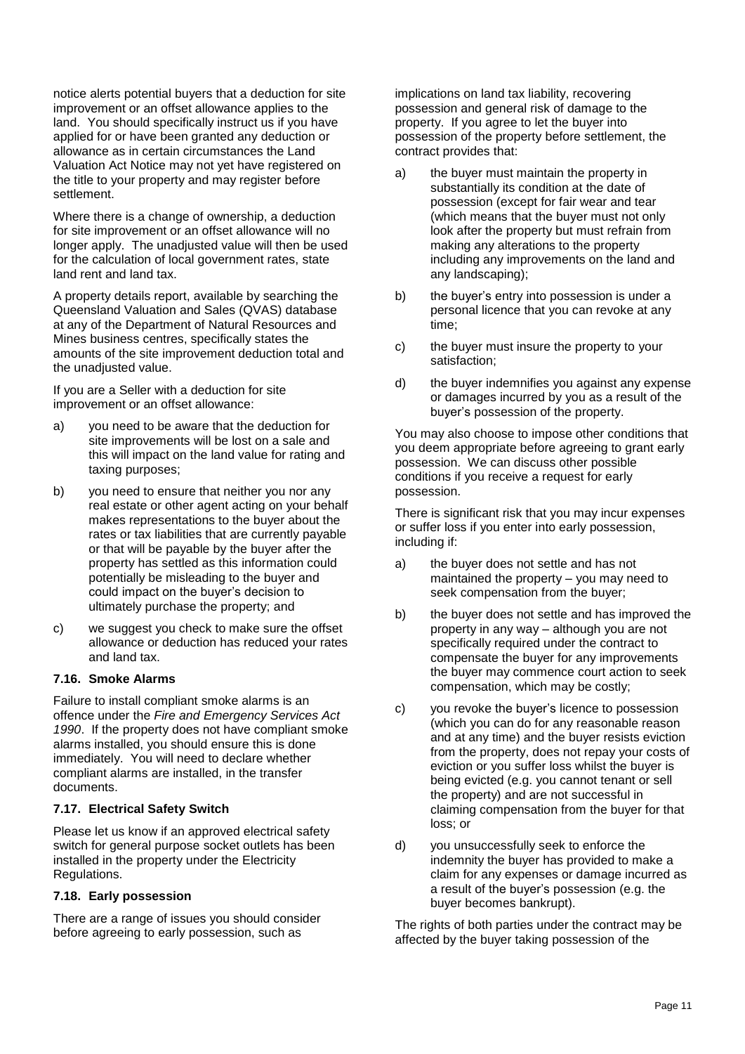notice alerts potential buyers that a deduction for site improvement or an offset allowance applies to the land. You should specifically instruct us if you have applied for or have been granted any deduction or allowance as in certain circumstances the Land Valuation Act Notice may not yet have registered on the title to your property and may register before settlement.

Where there is a change of ownership, a deduction for site improvement or an offset allowance will no longer apply. The unadjusted value will then be used for the calculation of local government rates, state land rent and land tax.

A property details report, available by searching the Queensland Valuation and Sales (QVAS) database at any of the Department of Natural Resources and Mines business centres, specifically states the amounts of the site improvement deduction total and the unadjusted value.

If you are a Seller with a deduction for site improvement or an offset allowance:

a) you need to be aware that the deduction for site improvements will be lost on a sale and this will impact on the land value for rating and taxing purposes;

b) you need to ensure that neither you nor any real estate or other agent acting on your behalf makes representations to the buyer about the rates or tax liabilities that are currently payable or that will be payable by the buyer after the property has settled as this information could potentially be misleading to the buyer and could impact on the buyer's decision to ultimately purchase the property; and

c) we suggest you check to make sure the offset allowance or deduction has reduced your rates and land tax.

### 7.16. Smoke Alarms

Failure to install compliant smoke alarms is an offence under the *Fire and Emergency Services Act 1990*. If the property does not have compliant smoke alarms installed, you should ensure this is done immediately. You will need to declare whether compliant alarms are installed, in the transfer documents.

### 7.17. Electrical Safety Switch

Please let us know if an approved electrical safety switch for general purpose socket outlets has been installed in the property under the Electricity Regulations.

### 7.18. Early possession

There are a range of issues you should consider before agreeing to early possession, such as implications on land tax liability, recovering possession and general risk of damage to the property. If you agree to let the buyer into possession of the property before settlement, the contract provides that:

a) the buyer must maintain the property in substantially its condition at the date of possession (except for fair wear and tear (which means that the buyer must not only look after the property but must refrain from making any alterations to the property including any improvements on the land and any landscaping);

b) the buyer's entry into possession is under a personal licence that you can revoke at any time;

c) the buyer must insure the property to your satisfaction;

d) the buyer indemnifies you against any expense or damages incurred by you as a result of the buyer's possession of the property.

You may also choose to impose other conditions that you deem appropriate before agreeing to grant early possession. We can discuss other possible conditions if you receive a request for early possession.

There is significant risk that you may incur expenses or suffer loss if you enter into early possession, including if:

a) the buyer does not settle and has not maintained the property – you may need to seek compensation from the buyer;

b) the buyer does not settle and has improved the property in any way – although you are not specifically required under the contract to compensate the buyer for any improvements the buyer may commence court action to seek compensation, which may be costly;

c) you revoke the buyer's licence to possession (which you can do for any reasonable reason and at any time) and the buyer resists eviction from the property, does not repay your costs of eviction or you suffer loss whilst the buyer is being evicted (e.g. you cannot tenant or sell the property) and are not successful in claiming compensation from the buyer for that loss; or

d) you unsuccessfully seek to enforce the indemnity the buyer has provided to make a claim for any expenses or damage incurred as a result of the buyer's possession (e.g. the buyer becomes bankrupt).

The rights of both parties under the contract may be affected by the buyer taking possession of the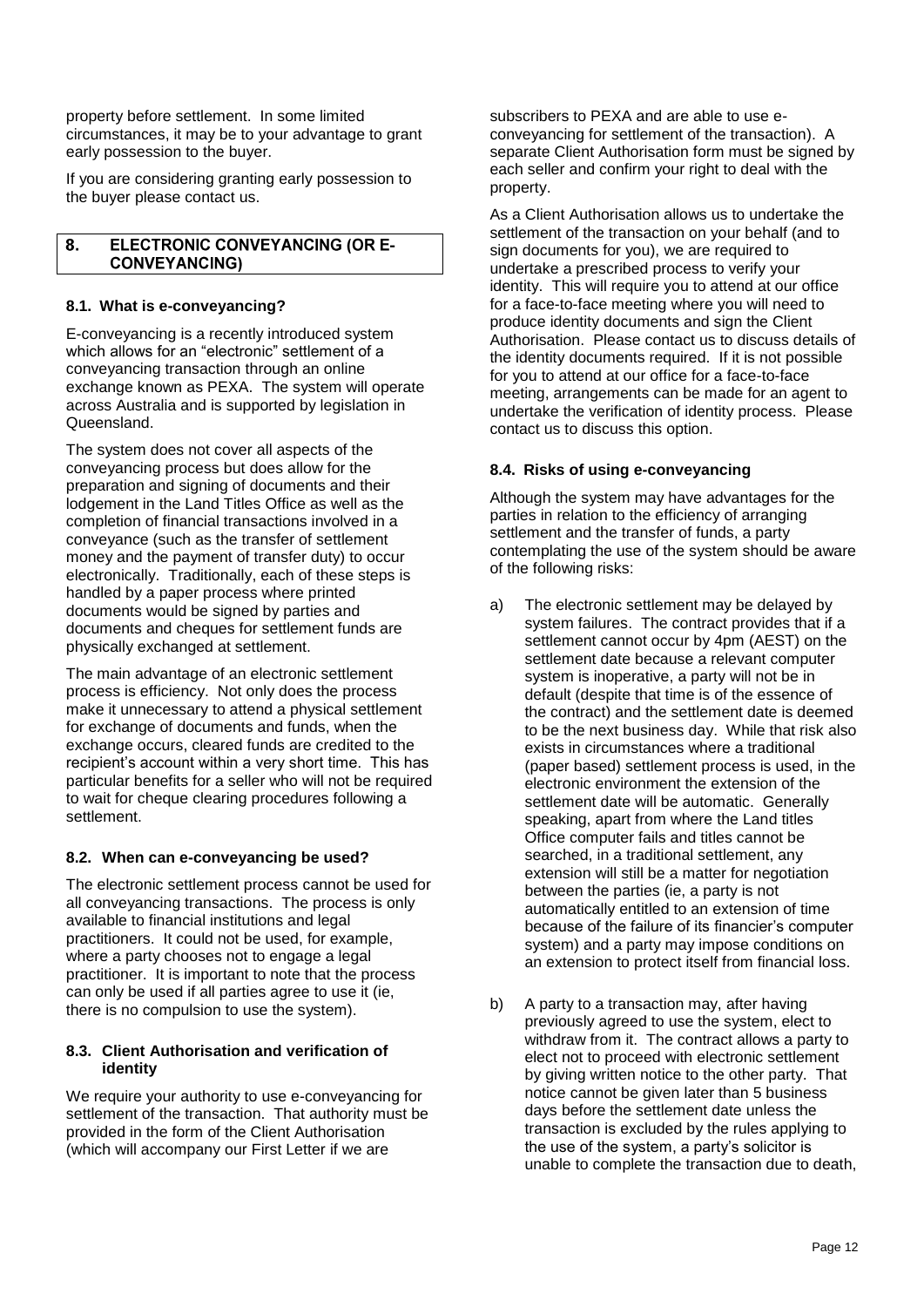property before settlement. In some limited circumstances, it may be to your advantage to grant early possession to the buyer.

If you are considering granting early possession to the buyer please contact us.

## 8. ELECTRONIC CONVEYANCING (OR E-CONVEYANCING)

### 8.1. What is e-conveyancing?

E-conveyancing is a recently introduced system which allows for an "electronic" settlement of a conveyancing transaction through an online exchange known as PEXA. The system will operate across Australia and is supported by legislation in Queensland.

The system does not cover all aspects of the conveyancing process but does allow for the preparation and signing of documents and their lodgement in the Land Titles Office as well as the completion of financial transactions involved in a conveyance (such as the transfer of settlement money and the payment of transfer duty) to occur electronically. Traditionally, each of these steps is handled by a paper process where printed documents would be signed by parties and documents and cheques for settlement funds are physically exchanged at settlement.

The main advantage of an electronic settlement process is efficiency. Not only does the process make it unnecessary to attend a physical settlement for exchange of documents and funds, when the exchange occurs, cleared funds are credited to the recipient's account within a very short time. This has particular benefits for a seller who will not be required to wait for cheque clearing procedures following a settlement.

### 8.2. When can e-conveyancing be used?

The electronic settlement process cannot be used for all conveyancing transactions. The process is only available to financial institutions and legal practitioners. It could not be used, for example, where a party chooses not to engage a legal practitioner. It is important to note that the process can only be used if all parties agree to use it (ie, there is no compulsion to use the system).

### 8.3. Client Authorisation and verification of identity

We require your authority to use e-conveyancing for settlement of the transaction. That authority must be provided in the form of the Client Authorisation (which will accompany our First Letter if we are subscribers to PEXA and are able to use e-conveyancing for settlement of the transaction). A separate Client Authorisation form must be signed by each seller and confirm your right to deal with the property.

As a Client Authorisation allows us to undertake the settlement of the transaction on your behalf (and to sign documents for you), we are required to undertake a prescribed process to verify your identity. This will require you to attend at our office for a face-to-face meeting where you will need to produce identity documents and sign the Client Authorisation. Please contact us to discuss details of the identity documents required. If it is not possible for you to attend at our office for a face-to-face meeting, arrangements can be made for an agent to undertake the verification of identity process. Please contact us to discuss this option.

### 8.4. Risks of using e-conveyancing

Although the system may have advantages for the parties in relation to the efficiency of arranging settlement and the transfer of funds, a party contemplating the use of the system should be aware of the following risks:

a) The electronic settlement may be delayed by system failures. The contract provides that if a settlement cannot occur by 4pm (AEST) on the settlement date because a relevant computer system is inoperative, a party will not be in default (despite that time is of the essence of the contract) and the settlement date is deemed to be the next business day. While that risk also exists in circumstances where a traditional (paper based) settlement process is used, in the electronic environment the extension of the settlement date will be automatic. Generally speaking, apart from where the Land titles Office computer fails and titles cannot be searched, in a traditional settlement, any extension will still be a matter for negotiation between the parties (ie, a party is not automatically entitled to an extension of time because of the failure of its financier's computer system) and a party may impose conditions on an extension to protect itself from financial loss.

b) A party to a transaction may, after having previously agreed to use the system, elect to withdraw from it. The contract allows a party to elect not to proceed with electronic settlement by giving written notice to the other party. That notice cannot be given later than 5 business days before the settlement date unless the transaction is excluded by the rules applying to the use of the system, a party's solicitor is unable to complete the transaction due to death,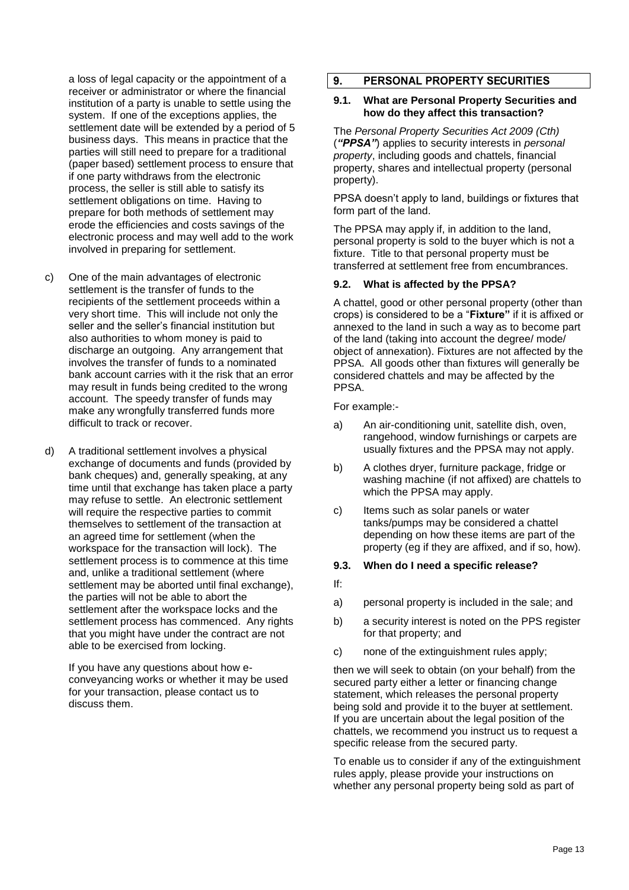a loss of legal capacity or the appointment of a receiver or administrator or where the financial institution of a party is unable to settle using the system. If one of the exceptions applies, the settlement date will be extended by a period of 5 business days. This means in practice that the parties will still need to prepare for a traditional (paper based) settlement process to ensure that if one party withdraws from the electronic process, the seller is still able to satisfy its settlement obligations on time. Having to prepare for both methods of settlement may erode the efficiencies and costs savings of the electronic process and may well add to the work involved in preparing for settlement.

c) One of the main advantages of electronic settlement is the transfer of funds to the recipients of the settlement proceeds within a very short time. This will include not only the seller and the seller's financial institution but also authorities to whom money is paid to discharge an outgoing. Any arrangement that involves the transfer of funds to a nominated bank account carries with it the risk that an error may result in funds being credited to the wrong account. The speedy transfer of funds may make any wrongfully transferred funds more difficult to track or recover.

d) A traditional settlement involves a physical exchange of documents and funds (provided by bank cheques) and, generally speaking, at any time until that exchange has taken place a party may refuse to settle. An electronic settlement will require the respective parties to commit themselves to settlement of the transaction at an agreed time for settlement (when the workspace for the transaction will lock). The settlement process is to commence at this time and, unlike a traditional settlement (where settlement may be aborted until final exchange), the parties will not be able to abort the settlement after the workspace locks and the settlement process has commenced. Any rights that you might have under the contract are not able to be exercised from locking.

If you have any questions about how e-conveyancing works or whether it may be used for your transaction, please contact us to discuss them.

## 9. PERSONAL PROPERTY SECURITIES

### 9.1. What are Personal Property Securities and how do they affect this transaction?

The *Personal Property Securities Act 2009 (Cth)* (***"PPSA"***) applies to security interests in *personal property*, including goods and chattels, financial property, shares and intellectual property (personal property).

PPSA doesn't apply to land, buildings or fixtures that form part of the land.

The PPSA may apply if, in addition to the land, personal property is sold to the buyer which is not a fixture. Title to that personal property must be transferred at settlement free from encumbrances.

### 9.2. What is affected by the PPSA?

A chattel, good or other personal property (other than crops) is considered to be a "**Fixture"** if it is affixed or annexed to the land in such a way as to become part of the land (taking into account the degree/ mode/ object of annexation). Fixtures are not affected by the PPSA. All goods other than fixtures will generally be considered chattels and may be affected by the PPSA.

For example:-

a) An air-conditioning unit, satellite dish, oven, rangehood, window furnishings or carpets are usually fixtures and the PPSA may not apply.

b) A clothes dryer, furniture package, fridge or washing machine (if not affixed) are chattels to which the PPSA may apply.

c) Items such as solar panels or water tanks/pumps may be considered a chattel depending on how these items are part of the property (eg if they are affixed, and if so, how).

### 9.3. When do I need a specific release?

If:

a) personal property is included in the sale; and

b) a security interest is noted on the PPS register for that property; and

c) none of the extinguishment rules apply;

then we will seek to obtain (on your behalf) from the secured party either a letter or financing change statement, which releases the personal property being sold and provide it to the buyer at settlement. If you are uncertain about the legal position of the chattels, we recommend you instruct us to request a specific release from the secured party.

To enable us to consider if any of the extinguishment rules apply, please provide your instructions on whether any personal property being sold as part of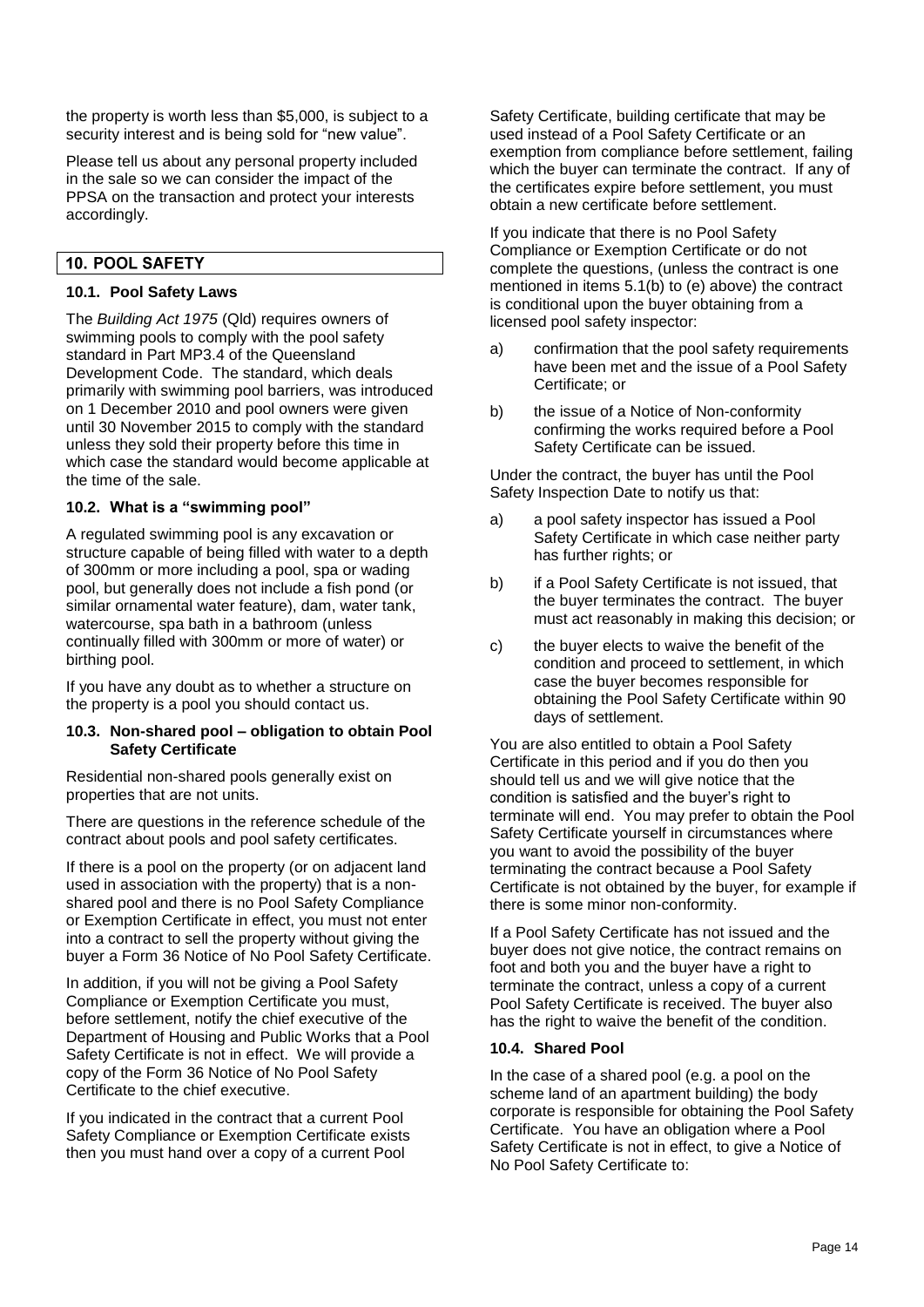the property is worth less than $5,000, is subject to a security interest and is being sold for "new value".

Please tell us about any personal property included in the sale so we can consider the impact of the PPSA on the transaction and protect your interests accordingly.

## 10. POOL SAFETY

### 10.1. Pool Safety Laws

The *Building Act 1975* (Qld) requires owners of swimming pools to comply with the pool safety standard in Part MP3.4 of the Queensland Development Code. The standard, which deals primarily with swimming pool barriers, was introduced on 1 December 2010 and pool owners were given until 30 November 2015 to comply with the standard unless they sold their property before this time in which case the standard would become applicable at the time of the sale.

### 10.2. What is a "swimming pool"

A regulated swimming pool is any excavation or structure capable of being filled with water to a depth of 300mm or more including a pool, spa or wading pool, but generally does not include a fish pond (or similar ornamental water feature), dam, water tank, watercourse, spa bath in a bathroom (unless continually filled with 300mm or more of water) or birthing pool.

If you have any doubt as to whether a structure on the property is a pool you should contact us.

### 10.3. Non-shared pool – obligation to obtain Pool Safety Certificate

Residential non-shared pools generally exist on properties that are not units.

There are questions in the reference schedule of the contract about pools and pool safety certificates.

If there is a pool on the property (or on adjacent land used in association with the property) that is a non-shared pool and there is no Pool Safety Compliance or Exemption Certificate in effect, you must not enter into a contract to sell the property without giving the buyer a Form 36 Notice of No Pool Safety Certificate.

In addition, if you will not be giving a Pool Safety Compliance or Exemption Certificate you must, before settlement, notify the chief executive of the Department of Housing and Public Works that a Pool Safety Certificate is not in effect. We will provide a copy of the Form 36 Notice of No Pool Safety Certificate to the chief executive.

If you indicated in the contract that a current Pool Safety Compliance or Exemption Certificate exists then you must hand over a copy of a current Pool Safety Certificate, building certificate that may be used instead of a Pool Safety Certificate or an exemption from compliance before settlement, failing which the buyer can terminate the contract. If any of the certificates expire before settlement, you must obtain a new certificate before settlement.

If you indicate that there is no Pool Safety Compliance or Exemption Certificate or do not complete the questions, (unless the contract is one mentioned in items 5.1(b) to (e) above) the contract is conditional upon the buyer obtaining from a licensed pool safety inspector:

a) confirmation that the pool safety requirements have been met and the issue of a Pool Safety Certificate; or
b) the issue of a Notice of Non-conformity confirming the works required before a Pool Safety Certificate can be issued.

Under the contract, the buyer has until the Pool Safety Inspection Date to notify us that:

a) a pool safety inspector has issued a Pool Safety Certificate in which case neither party has further rights; or
b) if a Pool Safety Certificate is not issued, that the buyer terminates the contract. The buyer must act reasonably in making this decision; or
c) the buyer elects to waive the benefit of the condition and proceed to settlement, in which case the buyer becomes responsible for obtaining the Pool Safety Certificate within 90 days of settlement.

You are also entitled to obtain a Pool Safety Certificate in this period and if you do then you should tell us and we will give notice that the condition is satisfied and the buyer's right to terminate will end. You may prefer to obtain the Pool Safety Certificate yourself in circumstances where you want to avoid the possibility of the buyer terminating the contract because a Pool Safety Certificate is not obtained by the buyer, for example if there is some minor non-conformity.

If a Pool Safety Certificate has not issued and the buyer does not give notice, the contract remains on foot and both you and the buyer have a right to terminate the contract, unless a copy of a current Pool Safety Certificate is received. The buyer also has the right to waive the benefit of the condition.

### 10.4. Shared Pool

In the case of a shared pool (e.g. a pool on the scheme land of an apartment building) the body corporate is responsible for obtaining the Pool Safety Certificate. You have an obligation where a Pool Safety Certificate is not in effect, to give a Notice of No Pool Safety Certificate to: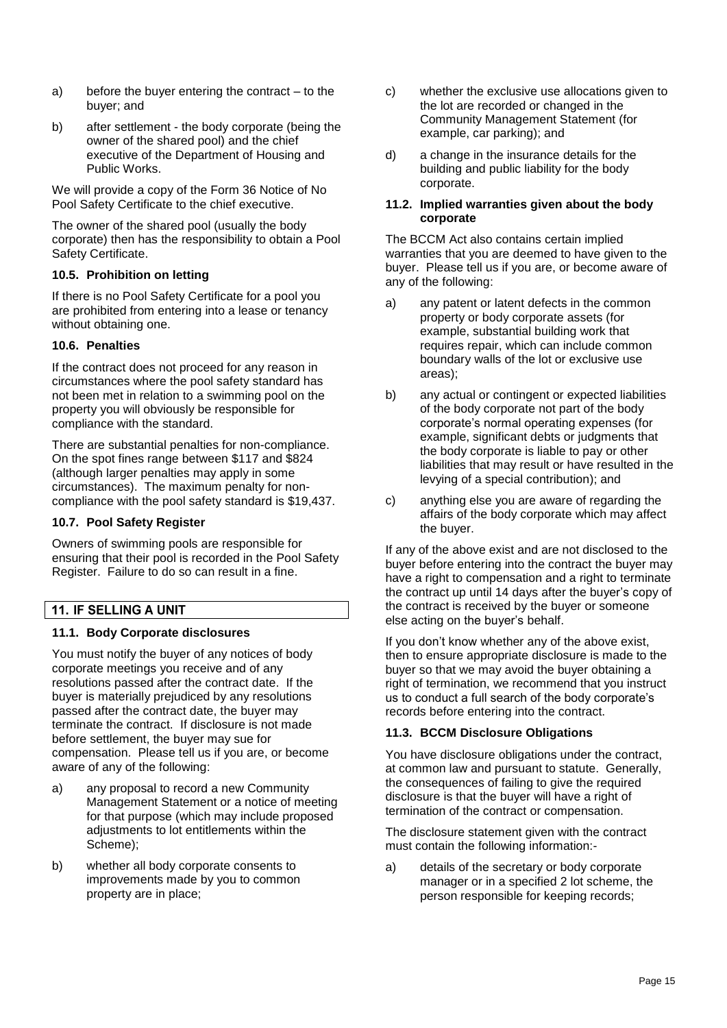a) before the buyer entering the contract – to the buyer; and

b) after settlement - the body corporate (being the owner of the shared pool) and the chief executive of the Department of Housing and Public Works.

We will provide a copy of the Form 36 Notice of No Pool Safety Certificate to the chief executive.

The owner of the shared pool (usually the body corporate) then has the responsibility to obtain a Pool Safety Certificate.

### 10.5. Prohibition on letting

If there is no Pool Safety Certificate for a pool you are prohibited from entering into a lease or tenancy without obtaining one.

### 10.6. Penalties

If the contract does not proceed for any reason in circumstances where the pool safety standard has not been met in relation to a swimming pool on the property you will obviously be responsible for compliance with the standard.

There are substantial penalties for non-compliance. On the spot fines range between $117 and $824 (although larger penalties may apply in some circumstances). The maximum penalty for non-compliance with the pool safety standard is $19,437.

### 10.7. Pool Safety Register

Owners of swimming pools are responsible for ensuring that their pool is recorded in the Pool Safety Register. Failure to do so can result in a fine.

## 11. IF SELLING A UNIT

### 11.1. Body Corporate disclosures

You must notify the buyer of any notices of body corporate meetings you receive and of any resolutions passed after the contract date. If the buyer is materially prejudiced by any resolutions passed after the contract date, the buyer may terminate the contract. If disclosure is not made before settlement, the buyer may sue for compensation. Please tell us if you are, or become aware of any of the following:

a) any proposal to record a new Community Management Statement or a notice of meeting for that purpose (which may include proposed adjustments to lot entitlements within the Scheme);

b) whether all body corporate consents to improvements made by you to common property are in place;

c) whether the exclusive use allocations given to the lot are recorded or changed in the Community Management Statement (for example, car parking); and

d) a change in the insurance details for the building and public liability for the body corporate.

### 11.2. Implied warranties given about the body corporate

The BCCM Act also contains certain implied warranties that you are deemed to have given to the buyer. Please tell us if you are, or become aware of any of the following:

a) any patent or latent defects in the common property or body corporate assets (for example, substantial building work that requires repair, which can include common boundary walls of the lot or exclusive use areas);

b) any actual or contingent or expected liabilities of the body corporate not part of the body corporate's normal operating expenses (for example, significant debts or judgments that the body corporate is liable to pay or other liabilities that may result or have resulted in the levying of a special contribution); and

c) anything else you are aware of regarding the affairs of the body corporate which may affect the buyer.

If any of the above exist and are not disclosed to the buyer before entering into the contract the buyer may have a right to compensation and a right to terminate the contract up until 14 days after the buyer's copy of the contract is received by the buyer or someone else acting on the buyer's behalf.

If you don't know whether any of the above exist, then to ensure appropriate disclosure is made to the buyer so that we may avoid the buyer obtaining a right of termination, we recommend that you instruct us to conduct a full search of the body corporate's records before entering into the contract.

### 11.3. BCCM Disclosure Obligations

You have disclosure obligations under the contract, at common law and pursuant to statute. Generally, the consequences of failing to give the required disclosure is that the buyer will have a right of termination of the contract or compensation.

The disclosure statement given with the contract must contain the following information:-

a) details of the secretary or body corporate manager or in a specified 2 lot scheme, the person responsible for keeping records;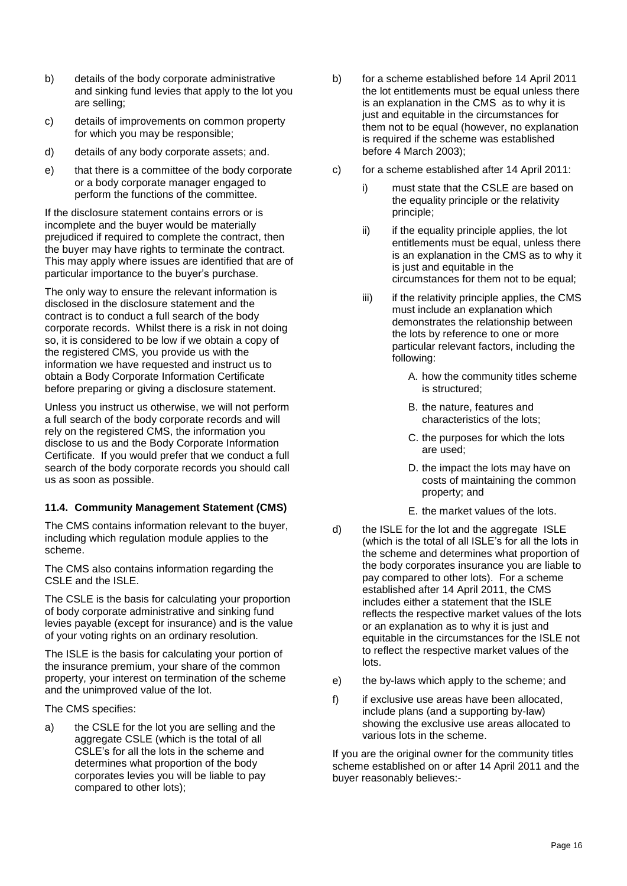b) details of the body corporate administrative and sinking fund levies that apply to the lot you are selling;

c) details of improvements on common property for which you may be responsible;

d) details of any body corporate assets; and.

e) that there is a committee of the body corporate or a body corporate manager engaged to perform the functions of the committee.

If the disclosure statement contains errors or is incomplete and the buyer would be materially prejudiced if required to complete the contract, then the buyer may have rights to terminate the contract. This may apply where issues are identified that are of particular importance to the buyer's purchase.

The only way to ensure the relevant information is disclosed in the disclosure statement and the contract is to conduct a full search of the body corporate records. Whilst there is a risk in not doing so, it is considered to be low if we obtain a copy of the registered CMS, you provide us with the information we have requested and instruct us to obtain a Body Corporate Information Certificate before preparing or giving a disclosure statement.

Unless you instruct us otherwise, we will not perform a full search of the body corporate records and will rely on the registered CMS, the information you disclose to us and the Body Corporate Information Certificate. If you would prefer that we conduct a full search of the body corporate records you should call us as soon as possible.

### 11.4. Community Management Statement (CMS)

The CMS contains information relevant to the buyer, including which regulation module applies to the scheme.

The CMS also contains information regarding the CSLE and the ISLE.

The CSLE is the basis for calculating your proportion of body corporate administrative and sinking fund levies payable (except for insurance) and is the value of your voting rights on an ordinary resolution.

The ISLE is the basis for calculating your portion of the insurance premium, your share of the common property, your interest on termination of the scheme and the unimproved value of the lot.

The CMS specifies:

a) the CSLE for the lot you are selling and the aggregate CSLE (which is the total of all CSLE's for all the lots in the scheme and determines what proportion of the body corporates levies you will be liable to pay compared to other lots);

b) for a scheme established before 14 April 2011 the lot entitlements must be equal unless there is an explanation in the CMS as to why it is just and equitable in the circumstances for them not to be equal (however, no explanation is required if the scheme was established before 4 March 2003);

c) for a scheme established after 14 April 2011:

   i) must state that the CSLE are based on the equality principle or the relativity principle;

   ii) if the equality principle applies, the lot entitlements must be equal, unless there is an explanation in the CMS as to why it is just and equitable in the circumstances for them not to be equal;

   iii) if the relativity principle applies, the CMS must include an explanation which demonstrates the relationship between the lots by reference to one or more particular relevant factors, including the following:

      A. how the community titles scheme is structured;

      B. the nature, features and characteristics of the lots;

      C. the purposes for which the lots are used;

      D. the impact the lots may have on costs of maintaining the common property; and

      E. the market values of the lots.

d) the ISLE for the lot and the aggregate ISLE (which is the total of all ISLE's for all the lots in the scheme and determines what proportion of the body corporates insurance you are liable to pay compared to other lots). For a scheme established after 14 April 2011, the CMS includes either a statement that the ISLE reflects the respective market values of the lots or an explanation as to why it is just and equitable in the circumstances for the ISLE not to reflect the respective market values of the lots.

e) the by-laws which apply to the scheme; and

f) if exclusive use areas have been allocated, include plans (and a supporting by-law) showing the exclusive use areas allocated to various lots in the scheme.

If you are the original owner for the community titles scheme established on or after 14 April 2011 and the buyer reasonably believes:-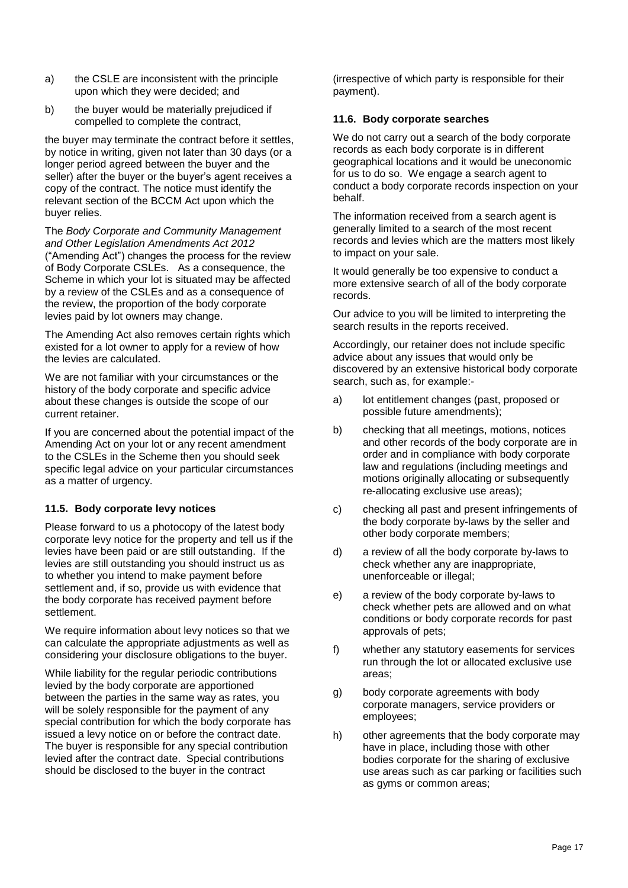a) the CSLE are inconsistent with the principle upon which they were decided; and

b) the buyer would be materially prejudiced if compelled to complete the contract,

the buyer may terminate the contract before it settles, by notice in writing, given not later than 30 days (or a longer period agreed between the buyer and the seller) after the buyer or the buyer's agent receives a copy of the contract. The notice must identify the relevant section of the BCCM Act upon which the buyer relies.

The *Body Corporate and Community Management and Other Legislation Amendments Act 2012* ("Amending Act") changes the process for the review of Body Corporate CSLEs. As a consequence, the Scheme in which your lot is situated may be affected by a review of the CSLEs and as a consequence of the review, the proportion of the body corporate levies paid by lot owners may change.

The Amending Act also removes certain rights which existed for a lot owner to apply for a review of how the levies are calculated.

We are not familiar with your circumstances or the history of the body corporate and specific advice about these changes is outside the scope of our current retainer.

If you are concerned about the potential impact of the Amending Act on your lot or any recent amendment to the CSLEs in the Scheme then you should seek specific legal advice on your particular circumstances as a matter of urgency.

### 11.5. Body corporate levy notices

Please forward to us a photocopy of the latest body corporate levy notice for the property and tell us if the levies have been paid or are still outstanding. If the levies are still outstanding you should instruct us as to whether you intend to make payment before settlement and, if so, provide us with evidence that the body corporate has received payment before settlement.

We require information about levy notices so that we can calculate the appropriate adjustments as well as considering your disclosure obligations to the buyer.

While liability for the regular periodic contributions levied by the body corporate are apportioned between the parties in the same way as rates, you will be solely responsible for the payment of any special contribution for which the body corporate has issued a levy notice on or before the contract date. The buyer is responsible for any special contribution levied after the contract date. Special contributions should be disclosed to the buyer in the contract (irrespective of which party is responsible for their payment).

### 11.6. Body corporate searches

We do not carry out a search of the body corporate records as each body corporate is in different geographical locations and it would be uneconomic for us to do so. We engage a search agent to conduct a body corporate records inspection on your behalf.

The information received from a search agent is generally limited to a search of the most recent records and levies which are the matters most likely to impact on your sale.

It would generally be too expensive to conduct a more extensive search of all of the body corporate records.

Our advice to you will be limited to interpreting the search results in the reports received.

Accordingly, our retainer does not include specific advice about any issues that would only be discovered by an extensive historical body corporate search, such as, for example:-

a) lot entitlement changes (past, proposed or possible future amendments);

b) checking that all meetings, motions, notices and other records of the body corporate are in order and in compliance with body corporate law and regulations (including meetings and motions originally allocating or subsequently re-allocating exclusive use areas);

c) checking all past and present infringements of the body corporate by-laws by the seller and other body corporate members;

d) a review of all the body corporate by-laws to check whether any are inappropriate, unenforceable or illegal;

e) a review of the body corporate by-laws to check whether pets are allowed and on what conditions or body corporate records for past approvals of pets;

f) whether any statutory easements for services run through the lot or allocated exclusive use areas;

g) body corporate agreements with body corporate managers, service providers or employees;

h) other agreements that the body corporate may have in place, including those with other bodies corporate for the sharing of exclusive use areas such as car parking or facilities such as gyms or common areas;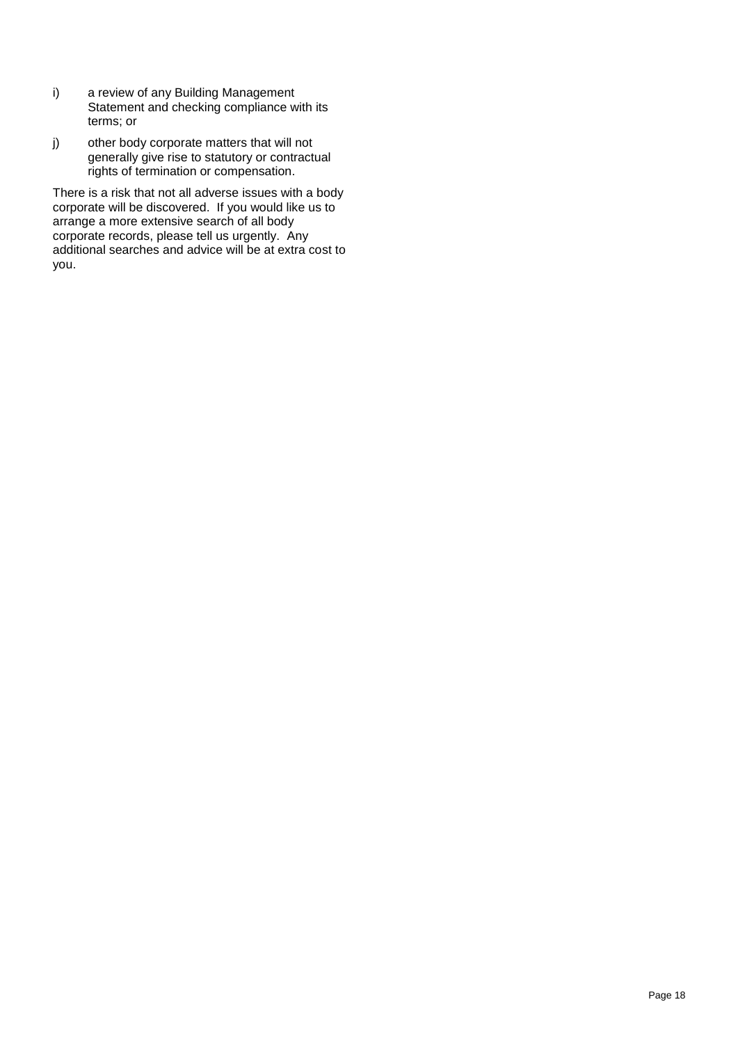i) a review of any Building Management Statement and checking compliance with its terms; or

j) other body corporate matters that will not generally give rise to statutory or contractual rights of termination or compensation.

There is a risk that not all adverse issues with a body corporate will be discovered. If you would like us to arrange a more extensive search of all body corporate records, please tell us urgently. Any additional searches and advice will be at extra cost to you.